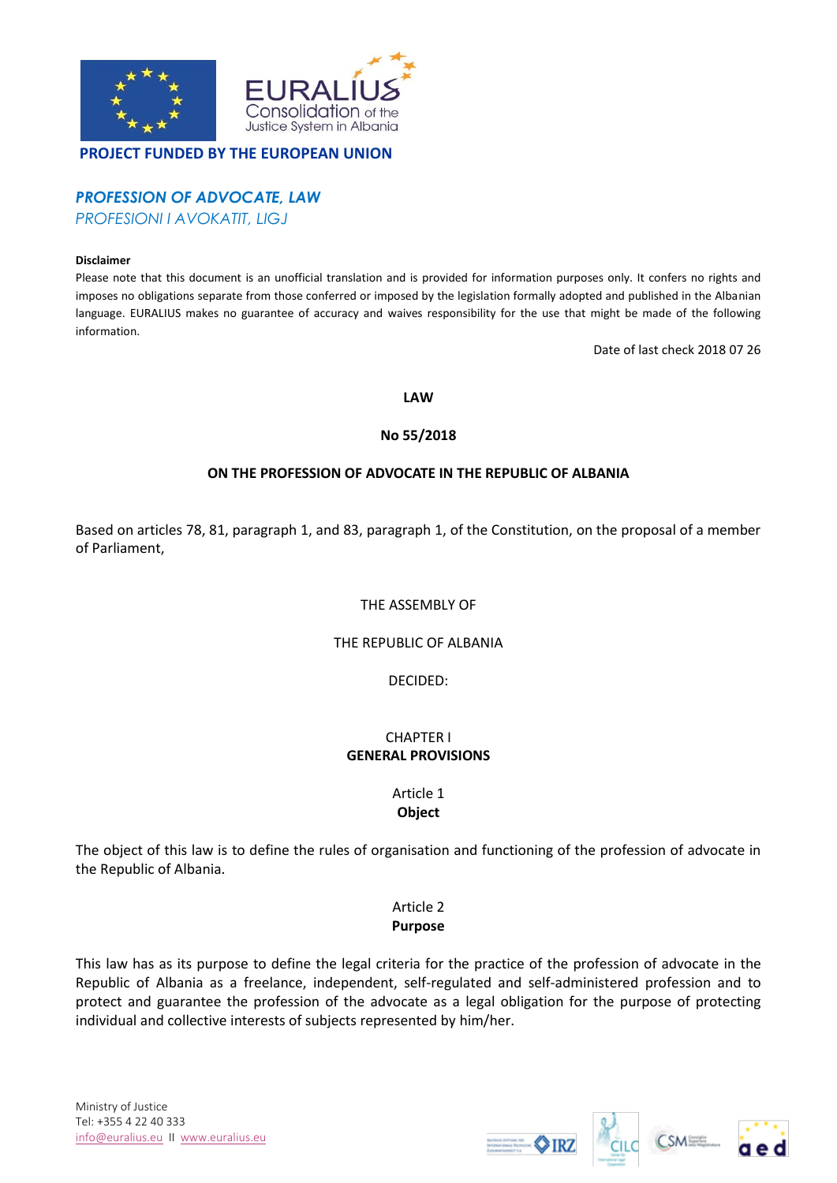**PROJECT FUNDED BY THE EUROPEAN UNION**

***PROFESSION OF ADVOCATE, LAW***

*PROFESIONI I AVOKATIT, LIGJ*

**Disclaimer**

Please note that this document is an unofficial translation and is provided for information purposes only. It confers no rights and imposes no obligations separate from those conferred or imposed by the legislation formally adopted and published in the Albanian language. EURALIUS makes no guarantee of accuracy and waives responsibility for the use that might be made of the following information.

Date of last check 2018 07 26

**LAW**

**No 55/2018**

**ON THE PROFESSION OF ADVOCATE IN THE REPUBLIC OF ALBANIA**

Based on articles 78, 81, paragraph 1, and 83, paragraph 1, of the Constitution, on the proposal of a member of Parliament,

THE ASSEMBLY OF

THE REPUBLIC OF ALBANIA

DECIDED:

CHAPTER I

## GENERAL PROVISIONS

Article 1

### Object

The object of this law is to define the rules of organisation and functioning of the profession of advocate in the Republic of Albania.

Article 2

### Purpose

This law has as its purpose to define the legal criteria for the practice of the profession of advocate in the Republic of Albania as a freelance, independent, self-regulated and self-administered profession and to protect and guarantee the profession of the advocate as a legal obligation for the purpose of protecting individual and collective interests of subjects represented by him/her.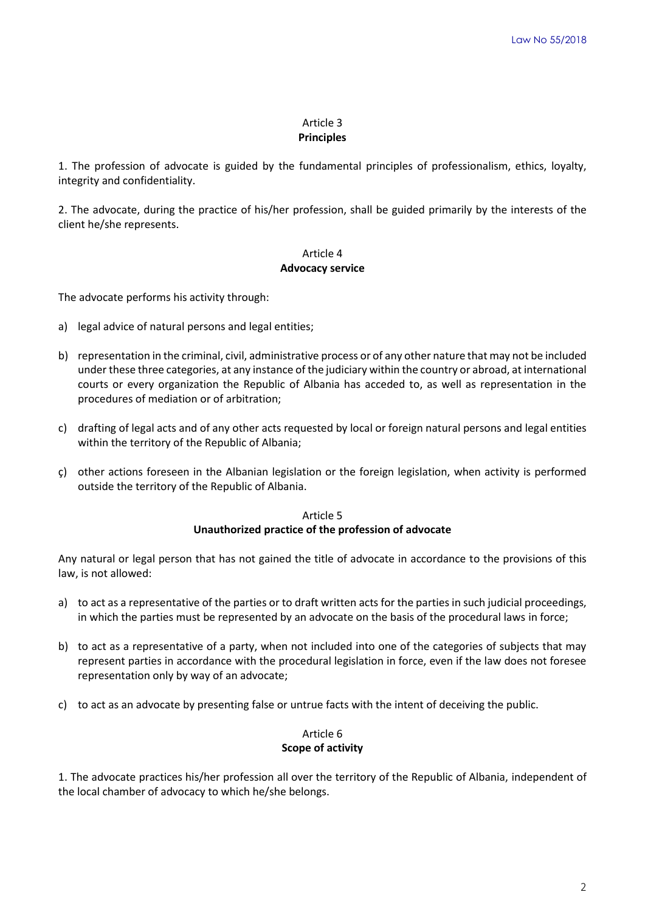## Article 3
**Principles**

1. The profession of advocate is guided by the fundamental principles of professionalism, ethics, loyalty, integrity and confidentiality.

2. The advocate, during the practice of his/her profession, shall be guided primarily by the interests of the client he/she represents.

## Article 4
**Advocacy service**

The advocate performs his activity through:

a) legal advice of natural persons and legal entities;

b) representation in the criminal, civil, administrative process or of any other nature that may not be included under these three categories, at any instance of the judiciary within the country or abroad, at international courts or every organization the Republic of Albania has acceded to, as well as representation in the procedures of mediation or of arbitration;

c) drafting of legal acts and of any other acts requested by local or foreign natural persons and legal entities within the territory of the Republic of Albania;

ç) other actions foreseen in the Albanian legislation or the foreign legislation, when activity is performed outside the territory of the Republic of Albania.

## Article 5
**Unauthorized practice of the profession of advocate**

Any natural or legal person that has not gained the title of advocate in accordance to the provisions of this law, is not allowed:

a) to act as a representative of the parties or to draft written acts for the parties in such judicial proceedings, in which the parties must be represented by an advocate on the basis of the procedural laws in force;

b) to act as a representative of a party, when not included into one of the categories of subjects that may represent parties in accordance with the procedural legislation in force, even if the law does not foresee representation only by way of an advocate;

c) to act as an advocate by presenting false or untrue facts with the intent of deceiving the public.

## Article 6
**Scope of activity**

1. The advocate practices his/her profession all over the territory of the Republic of Albania, independent of the local chamber of advocacy to which he/she belongs.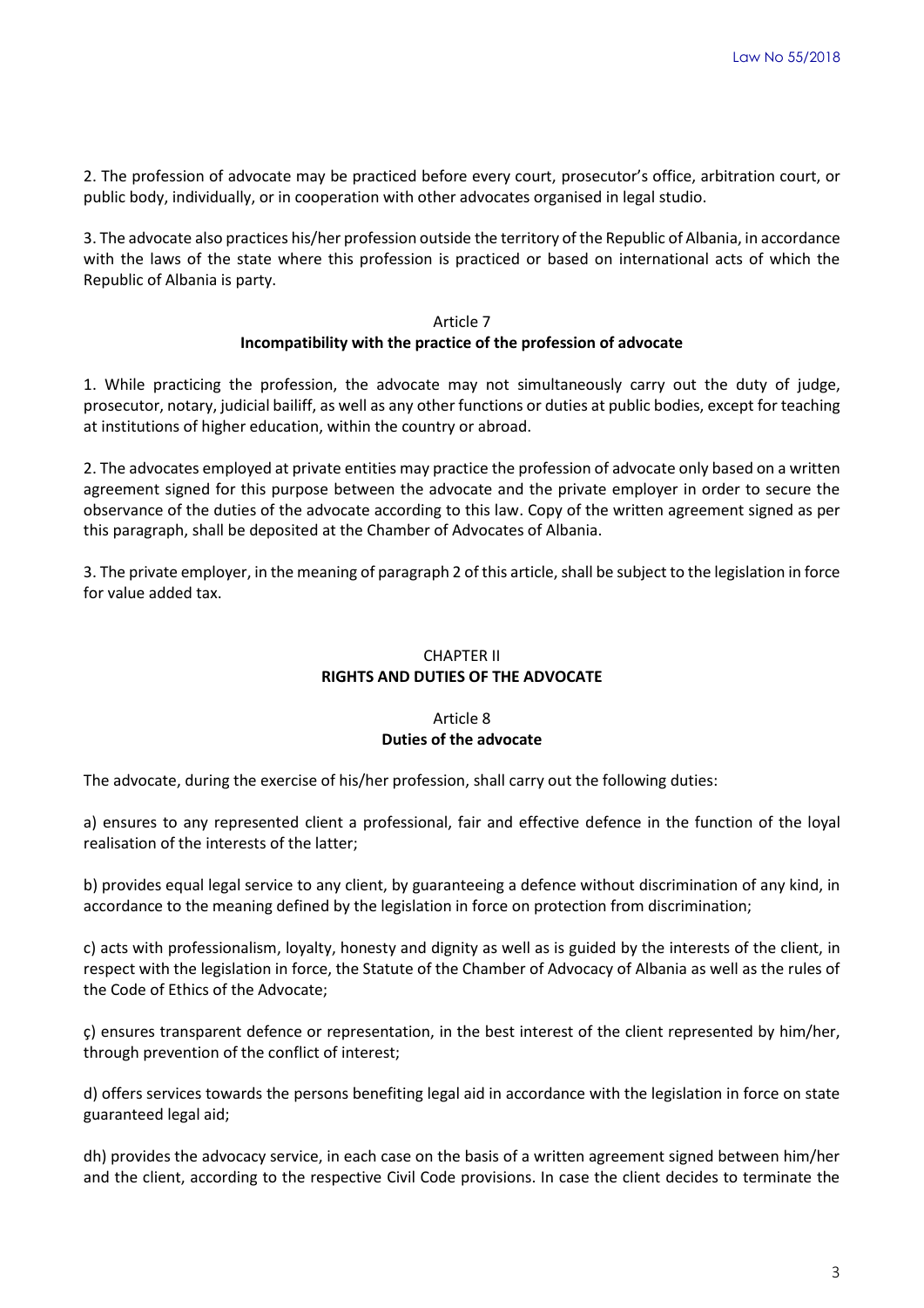2. The profession of advocate may be practiced before every court, prosecutor's office, arbitration court, or public body, individually, or in cooperation with other advocates organised in legal studio.

3. The advocate also practices his/her profession outside the territory of the Republic of Albania, in accordance with the laws of the state where this profession is practiced or based on international acts of which the Republic of Albania is party.

### Article 7
### Incompatibility with the practice of the profession of advocate

1. While practicing the profession, the advocate may not simultaneously carry out the duty of judge, prosecutor, notary, judicial bailiff, as well as any other functions or duties at public bodies, except for teaching at institutions of higher education, within the country or abroad.

2. The advocates employed at private entities may practice the profession of advocate only based on a written agreement signed for this purpose between the advocate and the private employer in order to secure the observance of the duties of the advocate according to this law. Copy of the written agreement signed as per this paragraph, shall be deposited at the Chamber of Advocates of Albania.

3. The private employer, in the meaning of paragraph 2 of this article, shall be subject to the legislation in force for value added tax.

## CHAPTER II
## RIGHTS AND DUTIES OF THE ADVOCATE

### Article 8
### Duties of the advocate

The advocate, during the exercise of his/her profession, shall carry out the following duties:

a) ensures to any represented client a professional, fair and effective defence in the function of the loyal realisation of the interests of the latter;

b) provides equal legal service to any client, by guaranteeing a defence without discrimination of any kind, in accordance to the meaning defined by the legislation in force on protection from discrimination;

c) acts with professionalism, loyalty, honesty and dignity as well as is guided by the interests of the client, in respect with the legislation in force, the Statute of the Chamber of Advocacy of Albania as well as the rules of the Code of Ethics of the Advocate;

ç) ensures transparent defence or representation, in the best interest of the client represented by him/her, through prevention of the conflict of interest;

d) offers services towards the persons benefiting legal aid in accordance with the legislation in force on state guaranteed legal aid;

dh) provides the advocacy service, in each case on the basis of a written agreement signed between him/her and the client, according to the respective Civil Code provisions. In case the client decides to terminate the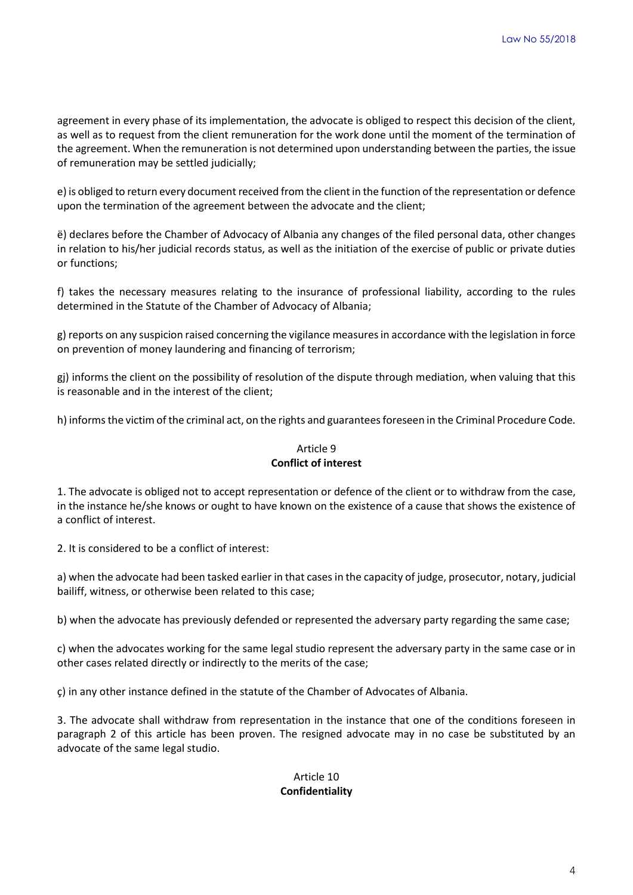agreement in every phase of its implementation, the advocate is obliged to respect this decision of the client, as well as to request from the client remuneration for the work done until the moment of the termination of the agreement. When the remuneration is not determined upon understanding between the parties, the issue of remuneration may be settled judicially;

e) is obliged to return every document received from the client in the function of the representation or defence upon the termination of the agreement between the advocate and the client;

ë) declares before the Chamber of Advocacy of Albania any changes of the filed personal data, other changes in relation to his/her judicial records status, as well as the initiation of the exercise of public or private duties or functions;

f) takes the necessary measures relating to the insurance of professional liability, according to the rules determined in the Statute of the Chamber of Advocacy of Albania;

g) reports on any suspicion raised concerning the vigilance measures in accordance with the legislation in force on prevention of money laundering and financing of terrorism;

gj) informs the client on the possibility of resolution of the dispute through mediation, when valuing that this is reasonable and in the interest of the client;

h) informs the victim of the criminal act, on the rights and guarantees foreseen in the Criminal Procedure Code.

Article 9
**Conflict of interest**

1. The advocate is obliged not to accept representation or defence of the client or to withdraw from the case, in the instance he/she knows or ought to have known on the existence of a cause that shows the existence of a conflict of interest.

2. It is considered to be a conflict of interest:

a) when the advocate had been tasked earlier in that cases in the capacity of judge, prosecutor, notary, judicial bailiff, witness, or otherwise been related to this case;

b) when the advocate has previously defended or represented the adversary party regarding the same case;

c) when the advocates working for the same legal studio represent the adversary party in the same case or in other cases related directly or indirectly to the merits of the case;

ç) in any other instance defined in the statute of the Chamber of Advocates of Albania.

3. The advocate shall withdraw from representation in the instance that one of the conditions foreseen in paragraph 2 of this article has been proven. The resigned advocate may in no case be substituted by an advocate of the same legal studio.

Article 10
**Confidentiality**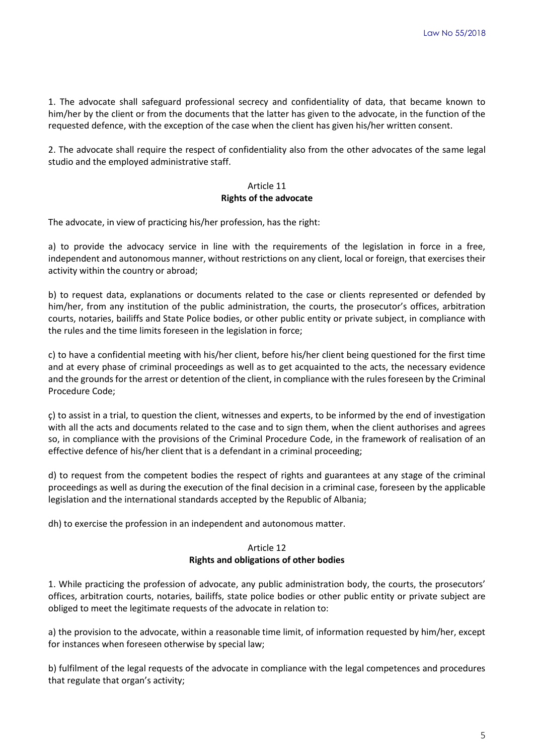1. The advocate shall safeguard professional secrecy and confidentiality of data, that became known to him/her by the client or from the documents that the latter has given to the advocate, in the function of the requested defence, with the exception of the case when the client has given his/her written consent.

2. The advocate shall require the respect of confidentiality also from the other advocates of the same legal studio and the employed administrative staff.

## Article 11
## Rights of the advocate

The advocate, in view of practicing his/her profession, has the right:

a) to provide the advocacy service in line with the requirements of the legislation in force in a free, independent and autonomous manner, without restrictions on any client, local or foreign, that exercises their activity within the country or abroad;

b) to request data, explanations or documents related to the case or clients represented or defended by him/her, from any institution of the public administration, the courts, the prosecutor's offices, arbitration courts, notaries, bailiffs and State Police bodies, or other public entity or private subject, in compliance with the rules and the time limits foreseen in the legislation in force;

c) to have a confidential meeting with his/her client, before his/her client being questioned for the first time and at every phase of criminal proceedings as well as to get acquainted to the acts, the necessary evidence and the grounds for the arrest or detention of the client, in compliance with the rules foreseen by the Criminal Procedure Code;

ç) to assist in a trial, to question the client, witnesses and experts, to be informed by the end of investigation with all the acts and documents related to the case and to sign them, when the client authorises and agrees so, in compliance with the provisions of the Criminal Procedure Code, in the framework of realisation of an effective defence of his/her client that is a defendant in a criminal proceeding;

d) to request from the competent bodies the respect of rights and guarantees at any stage of the criminal proceedings as well as during the execution of the final decision in a criminal case, foreseen by the applicable legislation and the international standards accepted by the Republic of Albania;

dh) to exercise the profession in an independent and autonomous matter.

## Article 12
## Rights and obligations of other bodies

1. While practicing the profession of advocate, any public administration body, the courts, the prosecutors' offices, arbitration courts, notaries, bailiffs, state police bodies or other public entity or private subject are obliged to meet the legitimate requests of the advocate in relation to:

a) the provision to the advocate, within a reasonable time limit, of information requested by him/her, except for instances when foreseen otherwise by special law;

b) fulfilment of the legal requests of the advocate in compliance with the legal competences and procedures that regulate that organ's activity;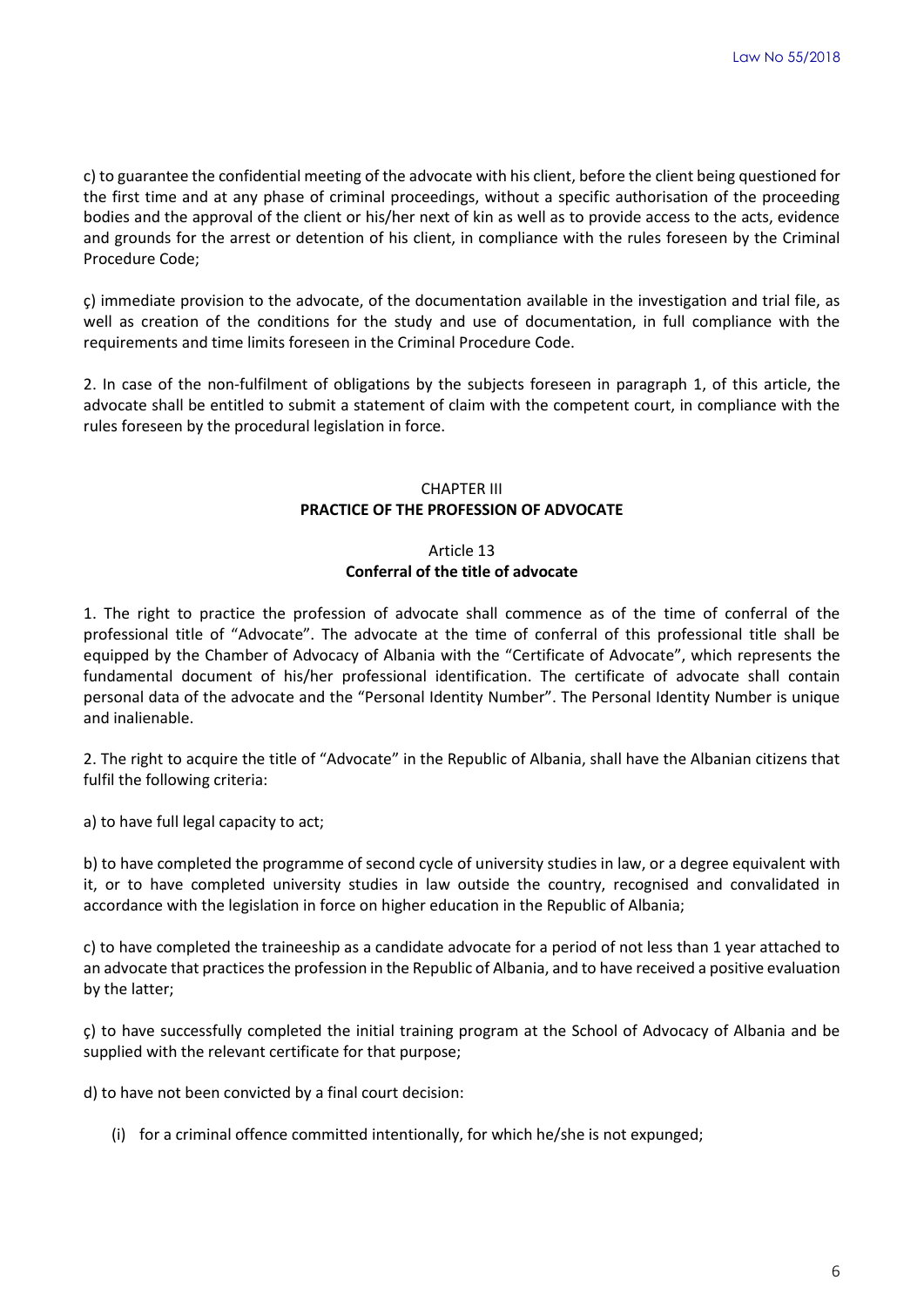c) to guarantee the confidential meeting of the advocate with his client, before the client being questioned for the first time and at any phase of criminal proceedings, without a specific authorisation of the proceeding bodies and the approval of the client or his/her next of kin as well as to provide access to the acts, evidence and grounds for the arrest or detention of his client, in compliance with the rules foreseen by the Criminal Procedure Code;

ç) immediate provision to the advocate, of the documentation available in the investigation and trial file, as well as creation of the conditions for the study and use of documentation, in full compliance with the requirements and time limits foreseen in the Criminal Procedure Code.

2. In case of the non-fulfilment of obligations by the subjects foreseen in paragraph 1, of this article, the advocate shall be entitled to submit a statement of claim with the competent court, in compliance with the rules foreseen by the procedural legislation in force.

## CHAPTER III
## PRACTICE OF THE PROFESSION OF ADVOCATE

### Article 13
### Conferral of the title of advocate

1. The right to practice the profession of advocate shall commence as of the time of conferral of the professional title of "Advocate". The advocate at the time of conferral of this professional title shall be equipped by the Chamber of Advocacy of Albania with the "Certificate of Advocate", which represents the fundamental document of his/her professional identification. The certificate of advocate shall contain personal data of the advocate and the "Personal Identity Number". The Personal Identity Number is unique and inalienable.

2. The right to acquire the title of "Advocate" in the Republic of Albania, shall have the Albanian citizens that fulfil the following criteria:

a) to have full legal capacity to act;

b) to have completed the programme of second cycle of university studies in law, or a degree equivalent with it, or to have completed university studies in law outside the country, recognised and convalidated in accordance with the legislation in force on higher education in the Republic of Albania;

c) to have completed the traineeship as a candidate advocate for a period of not less than 1 year attached to an advocate that practices the profession in the Republic of Albania, and to have received a positive evaluation by the latter;

ç) to have successfully completed the initial training program at the School of Advocacy of Albania and be supplied with the relevant certificate for that purpose;

d) to have not been convicted by a final court decision:

(i) for a criminal offence committed intentionally, for which he/she is not expunged;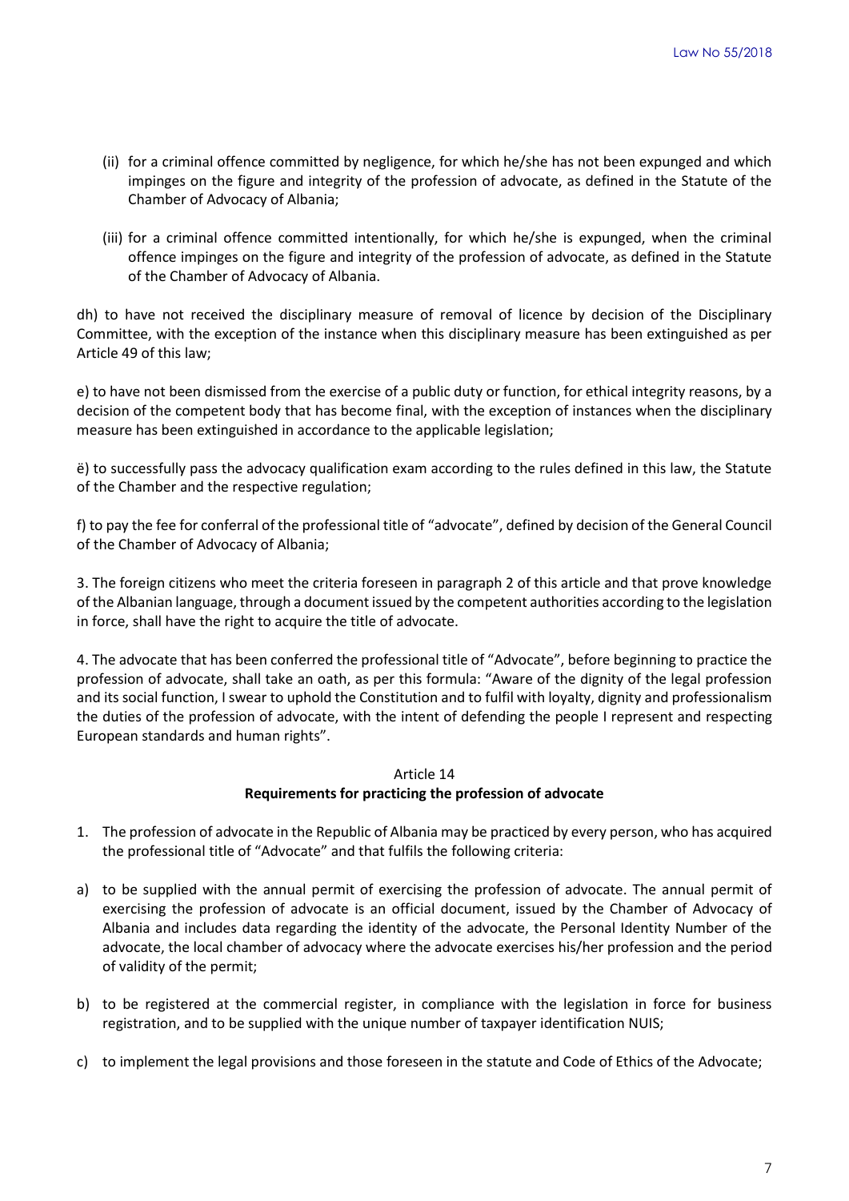(ii) for a criminal offence committed by negligence, for which he/she has not been expunged and which impinges on the figure and integrity of the profession of advocate, as defined in the Statute of the Chamber of Advocacy of Albania;

(iii) for a criminal offence committed intentionally, for which he/she is expunged, when the criminal offence impinges on the figure and integrity of the profession of advocate, as defined in the Statute of the Chamber of Advocacy of Albania.

dh) to have not received the disciplinary measure of removal of licence by decision of the Disciplinary Committee, with the exception of the instance when this disciplinary measure has been extinguished as per Article 49 of this law;

e) to have not been dismissed from the exercise of a public duty or function, for ethical integrity reasons, by a decision of the competent body that has become final, with the exception of instances when the disciplinary measure has been extinguished in accordance to the applicable legislation;

ë) to successfully pass the advocacy qualification exam according to the rules defined in this law, the Statute of the Chamber and the respective regulation;

f) to pay the fee for conferral of the professional title of "advocate", defined by decision of the General Council of the Chamber of Advocacy of Albania;

3. The foreign citizens who meet the criteria foreseen in paragraph 2 of this article and that prove knowledge of the Albanian language, through a document issued by the competent authorities according to the legislation in force, shall have the right to acquire the title of advocate.

4. The advocate that has been conferred the professional title of "Advocate", before beginning to practice the profession of advocate, shall take an oath, as per this formula: "Aware of the dignity of the legal profession and its social function, I swear to uphold the Constitution and to fulfil with loyalty, dignity and professionalism the duties of the profession of advocate, with the intent of defending the people I represent and respecting European standards and human rights".

### Article 14
### **Requirements for practicing the profession of advocate**

1. The profession of advocate in the Republic of Albania may be practiced by every person, who has acquired the professional title of "Advocate" and that fulfils the following criteria:

a) to be supplied with the annual permit of exercising the profession of advocate. The annual permit of exercising the profession of advocate is an official document, issued by the Chamber of Advocacy of Albania and includes data regarding the identity of the advocate, the Personal Identity Number of the advocate, the local chamber of advocacy where the advocate exercises his/her profession and the period of validity of the permit;

b) to be registered at the commercial register, in compliance with the legislation in force for business registration, and to be supplied with the unique number of taxpayer identification NUIS;

c) to implement the legal provisions and those foreseen in the statute and Code of Ethics of the Advocate;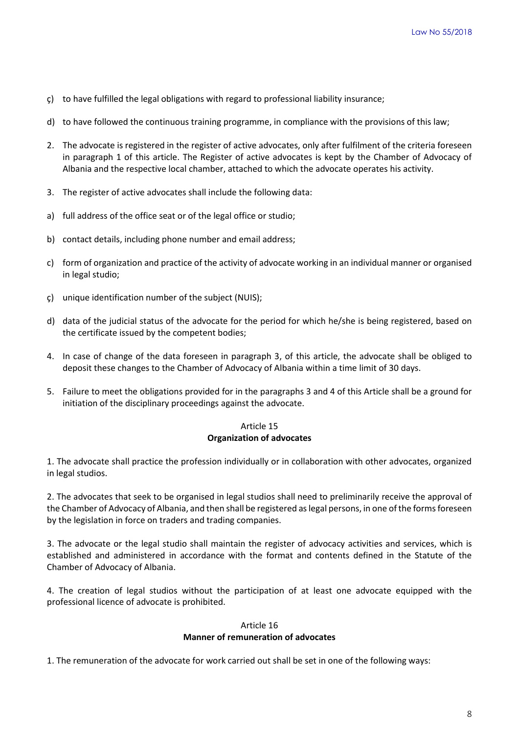ç) to have fulfilled the legal obligations with regard to professional liability insurance;

d) to have followed the continuous training programme, in compliance with the provisions of this law;

2. The advocate is registered in the register of active advocates, only after fulfilment of the criteria foreseen in paragraph 1 of this article. The Register of active advocates is kept by the Chamber of Advocacy of Albania and the respective local chamber, attached to which the advocate operates his activity.

3. The register of active advocates shall include the following data:

a) full address of the office seat or of the legal office or studio;

b) contact details, including phone number and email address;

c) form of organization and practice of the activity of advocate working in an individual manner or organised in legal studio;

ç) unique identification number of the subject (NUIS);

d) data of the judicial status of the advocate for the period for which he/she is being registered, based on the certificate issued by the competent bodies;

4. In case of change of the data foreseen in paragraph 3, of this article, the advocate shall be obliged to deposit these changes to the Chamber of Advocacy of Albania within a time limit of 30 days.

5. Failure to meet the obligations provided for in the paragraphs 3 and 4 of this Article shall be a ground for initiation of the disciplinary proceedings against the advocate.

Article 15
**Organization of advocates**

1. The advocate shall practice the profession individually or in collaboration with other advocates, organized in legal studios.

2. The advocates that seek to be organised in legal studios shall need to preliminarily receive the approval of the Chamber of Advocacy of Albania, and then shall be registered as legal persons, in one of the forms foreseen by the legislation in force on traders and trading companies.

3. The advocate or the legal studio shall maintain the register of advocacy activities and services, which is established and administered in accordance with the format and contents defined in the Statute of the Chamber of Advocacy of Albania.

4. The creation of legal studios without the participation of at least one advocate equipped with the professional licence of advocate is prohibited.

Article 16
**Manner of remuneration of advocates**

1. The remuneration of the advocate for work carried out shall be set in one of the following ways: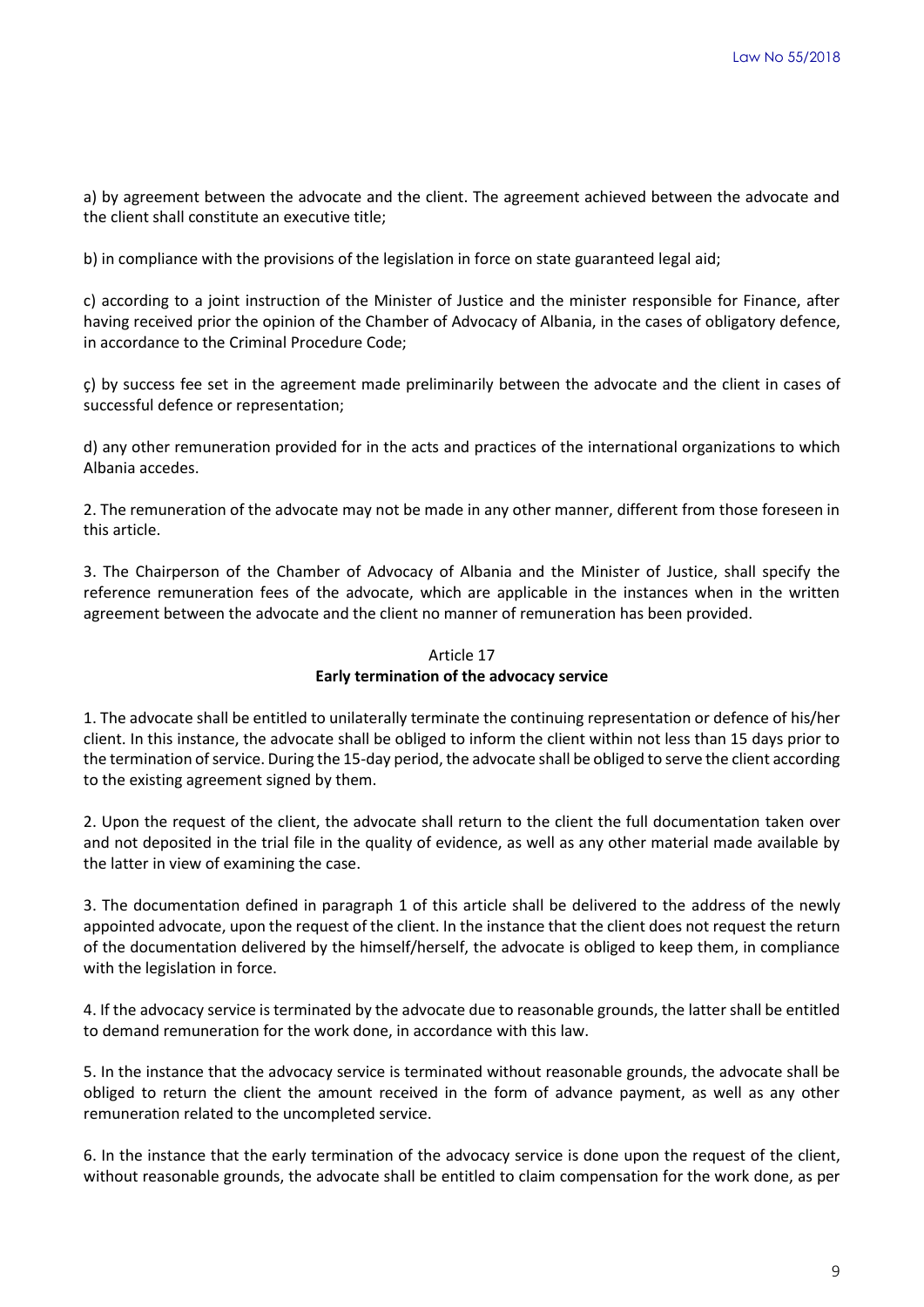a) by agreement between the advocate and the client. The agreement achieved between the advocate and the client shall constitute an executive title;

b) in compliance with the provisions of the legislation in force on state guaranteed legal aid;

c) according to a joint instruction of the Minister of Justice and the minister responsible for Finance, after having received prior the opinion of the Chamber of Advocacy of Albania, in the cases of obligatory defence, in accordance to the Criminal Procedure Code;

ç) by success fee set in the agreement made preliminarily between the advocate and the client in cases of successful defence or representation;

d) any other remuneration provided for in the acts and practices of the international organizations to which Albania accedes.

2. The remuneration of the advocate may not be made in any other manner, different from those foreseen in this article.

3. The Chairperson of the Chamber of Advocacy of Albania and the Minister of Justice, shall specify the reference remuneration fees of the advocate, which are applicable in the instances when in the written agreement between the advocate and the client no manner of remuneration has been provided.

### Article 17
### Early termination of the advocacy service

1. The advocate shall be entitled to unilaterally terminate the continuing representation or defence of his/her client. In this instance, the advocate shall be obliged to inform the client within not less than 15 days prior to the termination of service. During the 15-day period, the advocate shall be obliged to serve the client according to the existing agreement signed by them.

2. Upon the request of the client, the advocate shall return to the client the full documentation taken over and not deposited in the trial file in the quality of evidence, as well as any other material made available by the latter in view of examining the case.

3. The documentation defined in paragraph 1 of this article shall be delivered to the address of the newly appointed advocate, upon the request of the client. In the instance that the client does not request the return of the documentation delivered by the himself/herself, the advocate is obliged to keep them, in compliance with the legislation in force.

4. If the advocacy service is terminated by the advocate due to reasonable grounds, the latter shall be entitled to demand remuneration for the work done, in accordance with this law.

5. In the instance that the advocacy service is terminated without reasonable grounds, the advocate shall be obliged to return the client the amount received in the form of advance payment, as well as any other remuneration related to the uncompleted service.

6. In the instance that the early termination of the advocacy service is done upon the request of the client, without reasonable grounds, the advocate shall be entitled to claim compensation for the work done, as per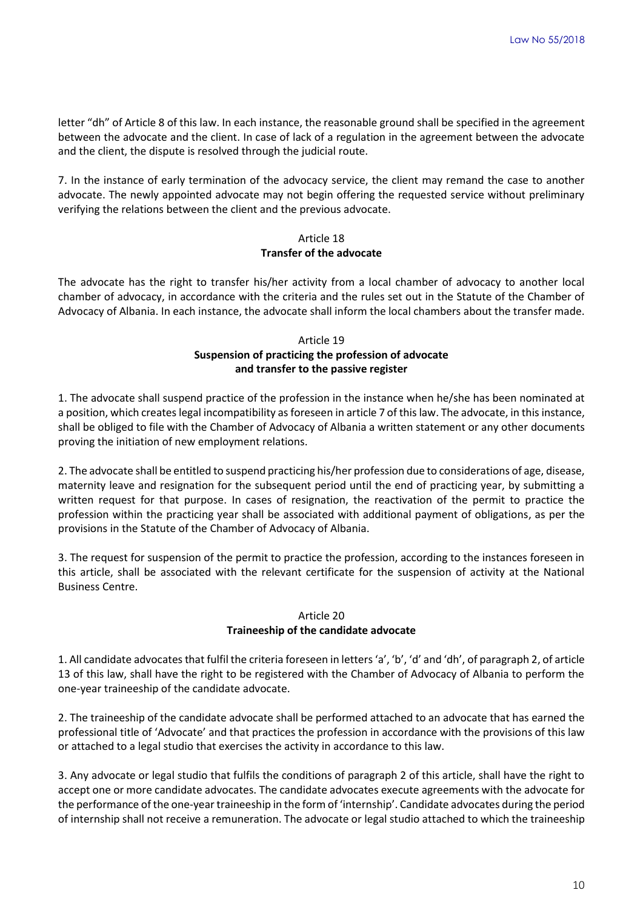letter "dh" of Article 8 of this law. In each instance, the reasonable ground shall be specified in the agreement between the advocate and the client. In case of lack of a regulation in the agreement between the advocate and the client, the dispute is resolved through the judicial route.

7. In the instance of early termination of the advocacy service, the client may remand the case to another advocate. The newly appointed advocate may not begin offering the requested service without preliminary verifying the relations between the client and the previous advocate.

## Article 18
### Transfer of the advocate

The advocate has the right to transfer his/her activity from a local chamber of advocacy to another local chamber of advocacy, in accordance with the criteria and the rules set out in the Statute of the Chamber of Advocacy of Albania. In each instance, the advocate shall inform the local chambers about the transfer made.

## Article 19
### Suspension of practicing the profession of advocate and transfer to the passive register

1. The advocate shall suspend practice of the profession in the instance when he/she has been nominated at a position, which creates legal incompatibility as foreseen in article 7 of this law. The advocate, in this instance, shall be obliged to file with the Chamber of Advocacy of Albania a written statement or any other documents proving the initiation of new employment relations.

2. The advocate shall be entitled to suspend practicing his/her profession due to considerations of age, disease, maternity leave and resignation for the subsequent period until the end of practicing year, by submitting a written request for that purpose. In cases of resignation, the reactivation of the permit to practice the profession within the practicing year shall be associated with additional payment of obligations, as per the provisions in the Statute of the Chamber of Advocacy of Albania.

3. The request for suspension of the permit to practice the profession, according to the instances foreseen in this article, shall be associated with the relevant certificate for the suspension of activity at the National Business Centre.

## Article 20
### Traineeship of the candidate advocate

1. All candidate advocates that fulfil the criteria foreseen in letters 'a', 'b', 'd' and 'dh', of paragraph 2, of article 13 of this law, shall have the right to be registered with the Chamber of Advocacy of Albania to perform the one-year traineeship of the candidate advocate.

2. The traineeship of the candidate advocate shall be performed attached to an advocate that has earned the professional title of 'Advocate' and that practices the profession in accordance with the provisions of this law or attached to a legal studio that exercises the activity in accordance to this law.

3. Any advocate or legal studio that fulfils the conditions of paragraph 2 of this article, shall have the right to accept one or more candidate advocates. The candidate advocates execute agreements with the advocate for the performance of the one-year traineeship in the form of 'internship'. Candidate advocates during the period of internship shall not receive a remuneration. The advocate or legal studio attached to which the traineeship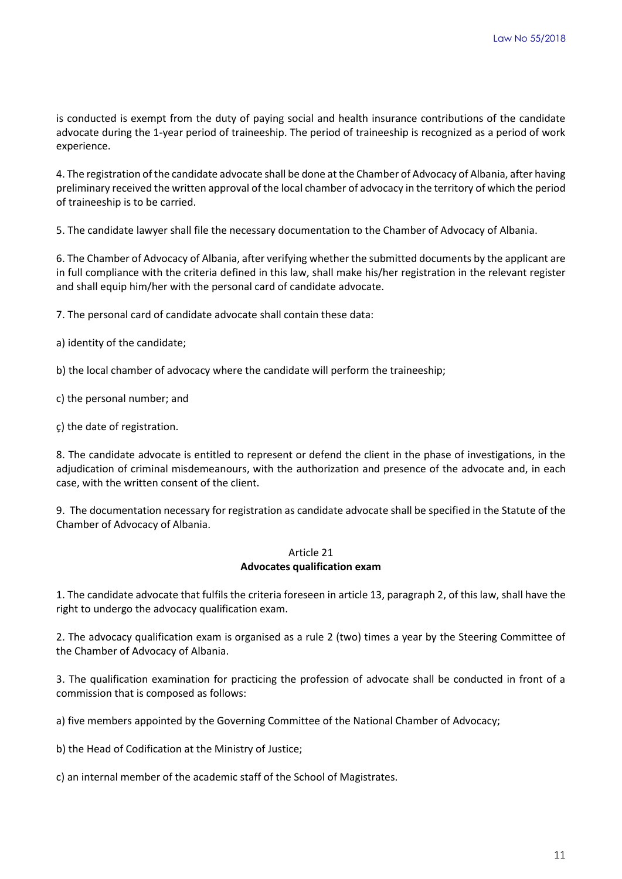is conducted is exempt from the duty of paying social and health insurance contributions of the candidate advocate during the 1-year period of traineeship. The period of traineeship is recognized as a period of work experience.

4. The registration of the candidate advocate shall be done at the Chamber of Advocacy of Albania, after having preliminary received the written approval of the local chamber of advocacy in the territory of which the period of traineeship is to be carried.

5. The candidate lawyer shall file the necessary documentation to the Chamber of Advocacy of Albania.

6. The Chamber of Advocacy of Albania, after verifying whether the submitted documents by the applicant are in full compliance with the criteria defined in this law, shall make his/her registration in the relevant register and shall equip him/her with the personal card of candidate advocate.

7. The personal card of candidate advocate shall contain these data:

a) identity of the candidate;

b) the local chamber of advocacy where the candidate will perform the traineeship;

c) the personal number; and

ç) the date of registration.

8. The candidate advocate is entitled to represent or defend the client in the phase of investigations, in the adjudication of criminal misdemeanours, with the authorization and presence of the advocate and, in each case, with the written consent of the client.

9. The documentation necessary for registration as candidate advocate shall be specified in the Statute of the Chamber of Advocacy of Albania.

### Article 21
### **Advocates qualification exam**

1. The candidate advocate that fulfils the criteria foreseen in article 13, paragraph 2, of this law, shall have the right to undergo the advocacy qualification exam.

2. The advocacy qualification exam is organised as a rule 2 (two) times a year by the Steering Committee of the Chamber of Advocacy of Albania.

3. The qualification examination for practicing the profession of advocate shall be conducted in front of a commission that is composed as follows:

a) five members appointed by the Governing Committee of the National Chamber of Advocacy;

b) the Head of Codification at the Ministry of Justice;

c) an internal member of the academic staff of the School of Magistrates.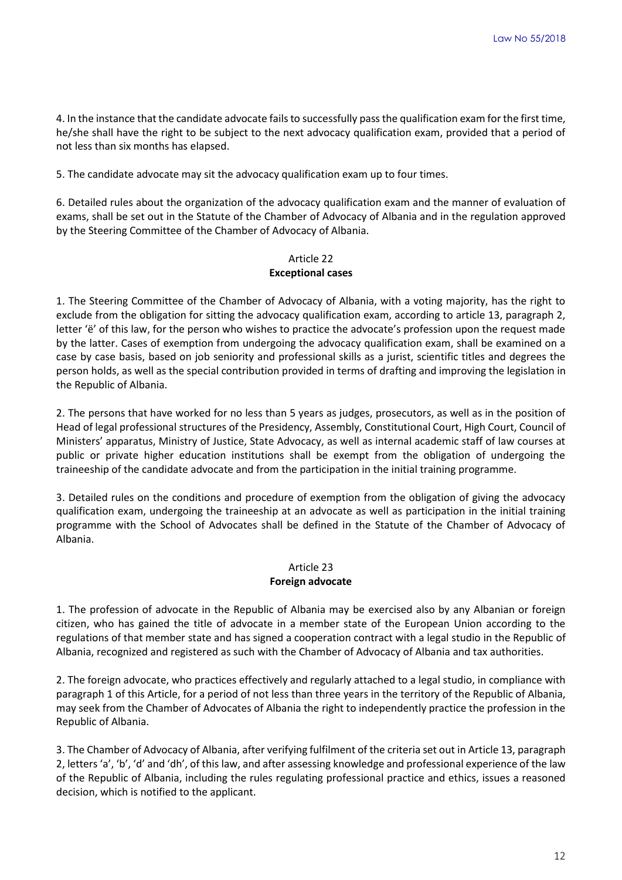4. In the instance that the candidate advocate fails to successfully pass the qualification exam for the first time, he/she shall have the right to be subject to the next advocacy qualification exam, provided that a period of not less than six months has elapsed.

5. The candidate advocate may sit the advocacy qualification exam up to four times.

6. Detailed rules about the organization of the advocacy qualification exam and the manner of evaluation of exams, shall be set out in the Statute of the Chamber of Advocacy of Albania and in the regulation approved by the Steering Committee of the Chamber of Advocacy of Albania.

### Article 22
**Exceptional cases**

1. The Steering Committee of the Chamber of Advocacy of Albania, with a voting majority, has the right to exclude from the obligation for sitting the advocacy qualification exam, according to article 13, paragraph 2, letter 'ë' of this law, for the person who wishes to practice the advocate's profession upon the request made by the latter. Cases of exemption from undergoing the advocacy qualification exam, shall be examined on a case by case basis, based on job seniority and professional skills as a jurist, scientific titles and degrees the person holds, as well as the special contribution provided in terms of drafting and improving the legislation in the Republic of Albania.

2. The persons that have worked for no less than 5 years as judges, prosecutors, as well as in the position of Head of legal professional structures of the Presidency, Assembly, Constitutional Court, High Court, Council of Ministers' apparatus, Ministry of Justice, State Advocacy, as well as internal academic staff of law courses at public or private higher education institutions shall be exempt from the obligation of undergoing the traineeship of the candidate advocate and from the participation in the initial training programme.

3. Detailed rules on the conditions and procedure of exemption from the obligation of giving the advocacy qualification exam, undergoing the traineeship at an advocate as well as participation in the initial training programme with the School of Advocates shall be defined in the Statute of the Chamber of Advocacy of Albania.

### Article 23
**Foreign advocate**

1. The profession of advocate in the Republic of Albania may be exercised also by any Albanian or foreign citizen, who has gained the title of advocate in a member state of the European Union according to the regulations of that member state and has signed a cooperation contract with a legal studio in the Republic of Albania, recognized and registered as such with the Chamber of Advocacy of Albania and tax authorities.

2. The foreign advocate, who practices effectively and regularly attached to a legal studio, in compliance with paragraph 1 of this Article, for a period of not less than three years in the territory of the Republic of Albania, may seek from the Chamber of Advocates of Albania the right to independently practice the profession in the Republic of Albania.

3. The Chamber of Advocacy of Albania, after verifying fulfilment of the criteria set out in Article 13, paragraph 2, letters 'a', 'b', 'd' and 'dh', of this law, and after assessing knowledge and professional experience of the law of the Republic of Albania, including the rules regulating professional practice and ethics, issues a reasoned decision, which is notified to the applicant.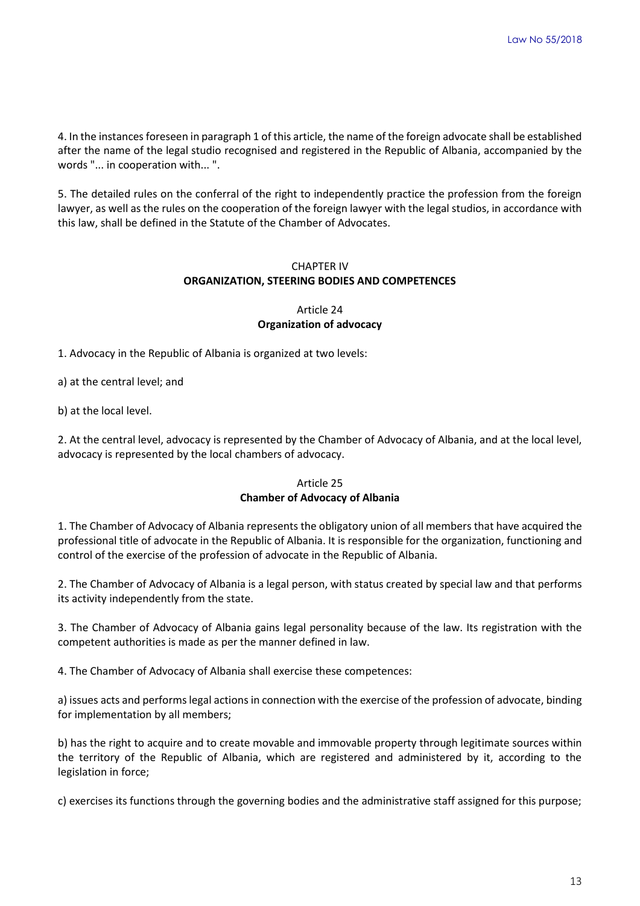4. In the instances foreseen in paragraph 1 of this article, the name of the foreign advocate shall be established after the name of the legal studio recognised and registered in the Republic of Albania, accompanied by the words "... in cooperation with... ".

5. The detailed rules on the conferral of the right to independently practice the profession from the foreign lawyer, as well as the rules on the cooperation of the foreign lawyer with the legal studios, in accordance with this law, shall be defined in the Statute of the Chamber of Advocates.

## CHAPTER IV
## ORGANIZATION, STEERING BODIES AND COMPETENCES

### Article 24
### Organization of advocacy

1. Advocacy in the Republic of Albania is organized at two levels:

a) at the central level; and

b) at the local level.

2. At the central level, advocacy is represented by the Chamber of Advocacy of Albania, and at the local level, advocacy is represented by the local chambers of advocacy.

### Article 25
### Chamber of Advocacy of Albania

1. The Chamber of Advocacy of Albania represents the obligatory union of all members that have acquired the professional title of advocate in the Republic of Albania. It is responsible for the organization, functioning and control of the exercise of the profession of advocate in the Republic of Albania.

2. The Chamber of Advocacy of Albania is a legal person, with status created by special law and that performs its activity independently from the state.

3. The Chamber of Advocacy of Albania gains legal personality because of the law. Its registration with the competent authorities is made as per the manner defined in law.

4. The Chamber of Advocacy of Albania shall exercise these competences:

a) issues acts and performs legal actions in connection with the exercise of the profession of advocate, binding for implementation by all members;

b) has the right to acquire and to create movable and immovable property through legitimate sources within the territory of the Republic of Albania, which are registered and administered by it, according to the legislation in force;

c) exercises its functions through the governing bodies and the administrative staff assigned for this purpose;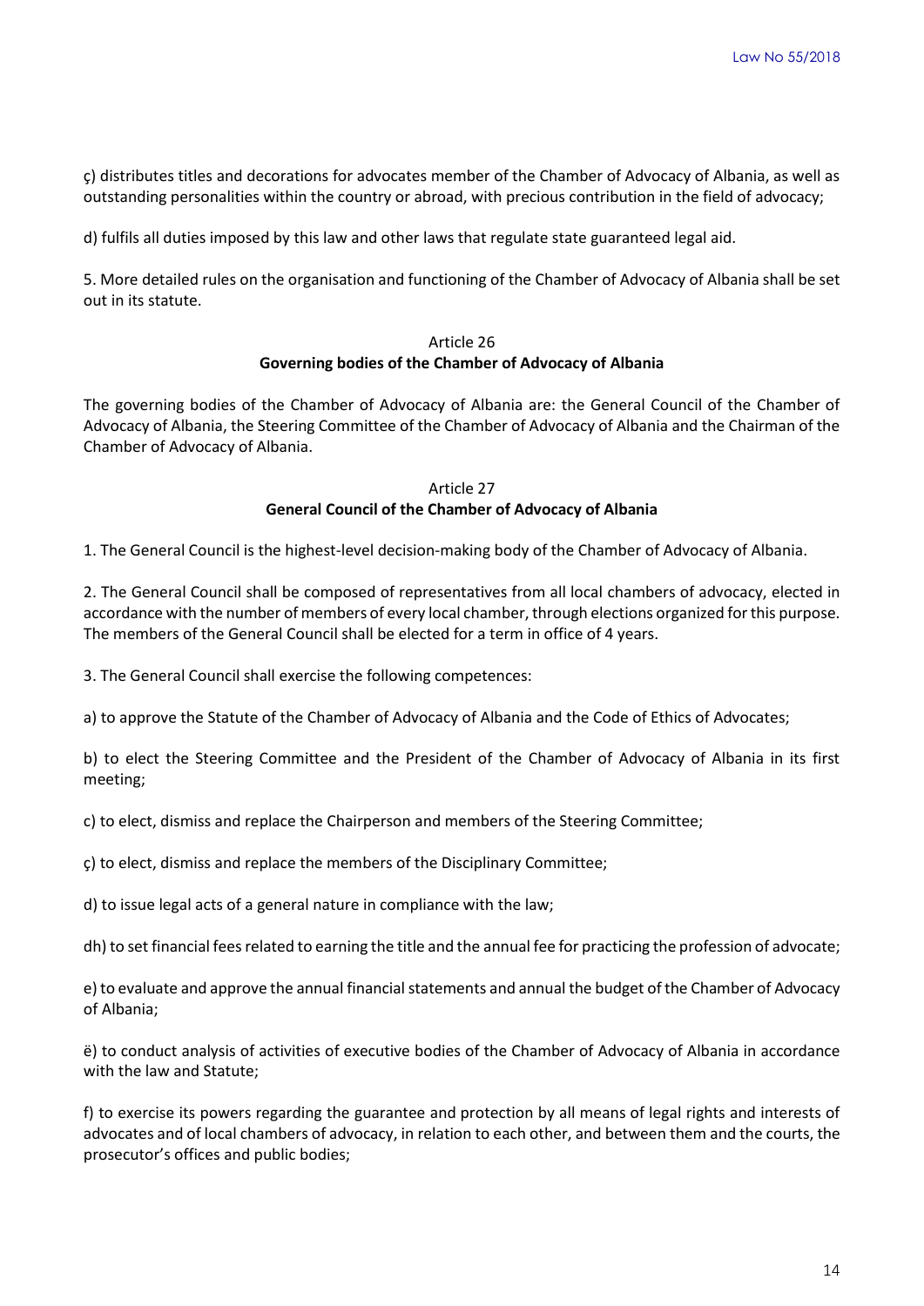ç) distributes titles and decorations for advocates member of the Chamber of Advocacy of Albania, as well as outstanding personalities within the country or abroad, with precious contribution in the field of advocacy;

d) fulfils all duties imposed by this law and other laws that regulate state guaranteed legal aid.

5. More detailed rules on the organisation and functioning of the Chamber of Advocacy of Albania shall be set out in its statute.

### Article 26
### Governing bodies of the Chamber of Advocacy of Albania

The governing bodies of the Chamber of Advocacy of Albania are: the General Council of the Chamber of Advocacy of Albania, the Steering Committee of the Chamber of Advocacy of Albania and the Chairman of the Chamber of Advocacy of Albania.

### Article 27
### General Council of the Chamber of Advocacy of Albania

1. The General Council is the highest-level decision-making body of the Chamber of Advocacy of Albania.

2. The General Council shall be composed of representatives from all local chambers of advocacy, elected in accordance with the number of members of every local chamber, through elections organized for this purpose. The members of the General Council shall be elected for a term in office of 4 years.

3. The General Council shall exercise the following competences:

a) to approve the Statute of the Chamber of Advocacy of Albania and the Code of Ethics of Advocates;

b) to elect the Steering Committee and the President of the Chamber of Advocacy of Albania in its first meeting;

c) to elect, dismiss and replace the Chairperson and members of the Steering Committee;

ç) to elect, dismiss and replace the members of the Disciplinary Committee;

d) to issue legal acts of a general nature in compliance with the law;

dh) to set financial fees related to earning the title and the annual fee for practicing the profession of advocate;

e) to evaluate and approve the annual financial statements and annual the budget of the Chamber of Advocacy of Albania;

ë) to conduct analysis of activities of executive bodies of the Chamber of Advocacy of Albania in accordance with the law and Statute;

f) to exercise its powers regarding the guarantee and protection by all means of legal rights and interests of advocates and of local chambers of advocacy, in relation to each other, and between them and the courts, the prosecutor's offices and public bodies;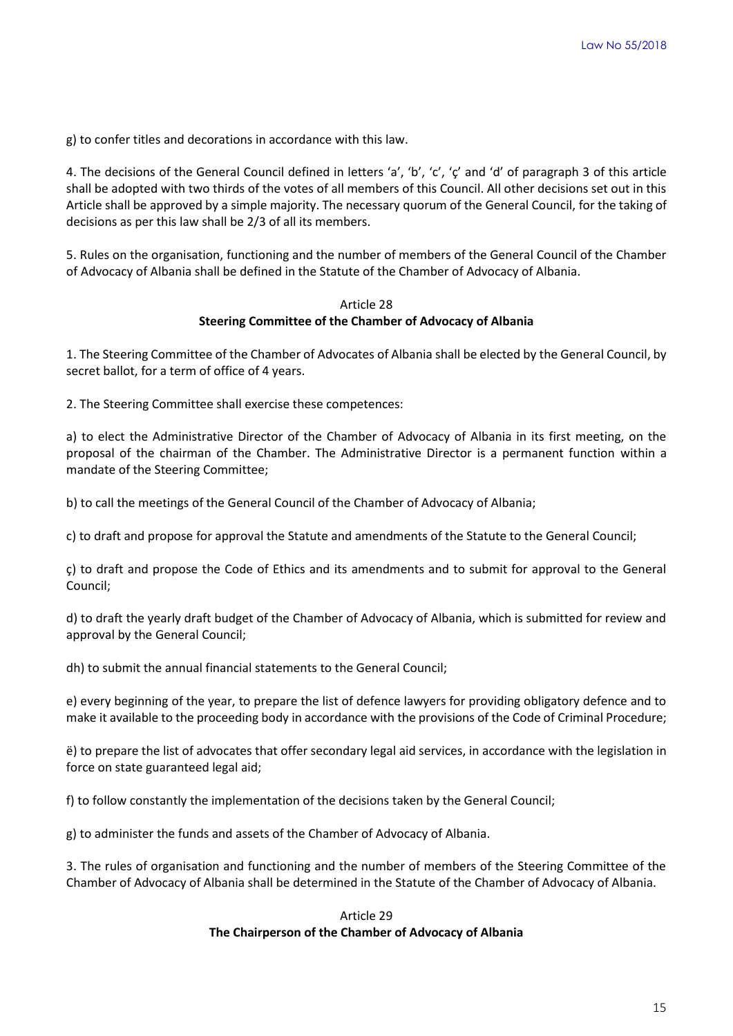g) to confer titles and decorations in accordance with this law.

4. The decisions of the General Council defined in letters 'a', 'b', 'c', 'ç' and 'd' of paragraph 3 of this article shall be adopted with two thirds of the votes of all members of this Council. All other decisions set out in this Article shall be approved by a simple majority. The necessary quorum of the General Council, for the taking of decisions as per this law shall be 2/3 of all its members.

5. Rules on the organisation, functioning and the number of members of the General Council of the Chamber of Advocacy of Albania shall be defined in the Statute of the Chamber of Advocacy of Albania.

### Article 28
### Steering Committee of the Chamber of Advocacy of Albania

1. The Steering Committee of the Chamber of Advocates of Albania shall be elected by the General Council, by secret ballot, for a term of office of 4 years.

2. The Steering Committee shall exercise these competences:

a) to elect the Administrative Director of the Chamber of Advocacy of Albania in its first meeting, on the proposal of the chairman of the Chamber. The Administrative Director is a permanent function within a mandate of the Steering Committee;

b) to call the meetings of the General Council of the Chamber of Advocacy of Albania;

c) to draft and propose for approval the Statute and amendments of the Statute to the General Council;

ç) to draft and propose the Code of Ethics and its amendments and to submit for approval to the General Council;

d) to draft the yearly draft budget of the Chamber of Advocacy of Albania, which is submitted for review and approval by the General Council;

dh) to submit the annual financial statements to the General Council;

e) every beginning of the year, to prepare the list of defence lawyers for providing obligatory defence and to make it available to the proceeding body in accordance with the provisions of the Code of Criminal Procedure;

ë) to prepare the list of advocates that offer secondary legal aid services, in accordance with the legislation in force on state guaranteed legal aid;

f) to follow constantly the implementation of the decisions taken by the General Council;

g) to administer the funds and assets of the Chamber of Advocacy of Albania.

3. The rules of organisation and functioning and the number of members of the Steering Committee of the Chamber of Advocacy of Albania shall be determined in the Statute of the Chamber of Advocacy of Albania.

### Article 29
### The Chairperson of the Chamber of Advocacy of Albania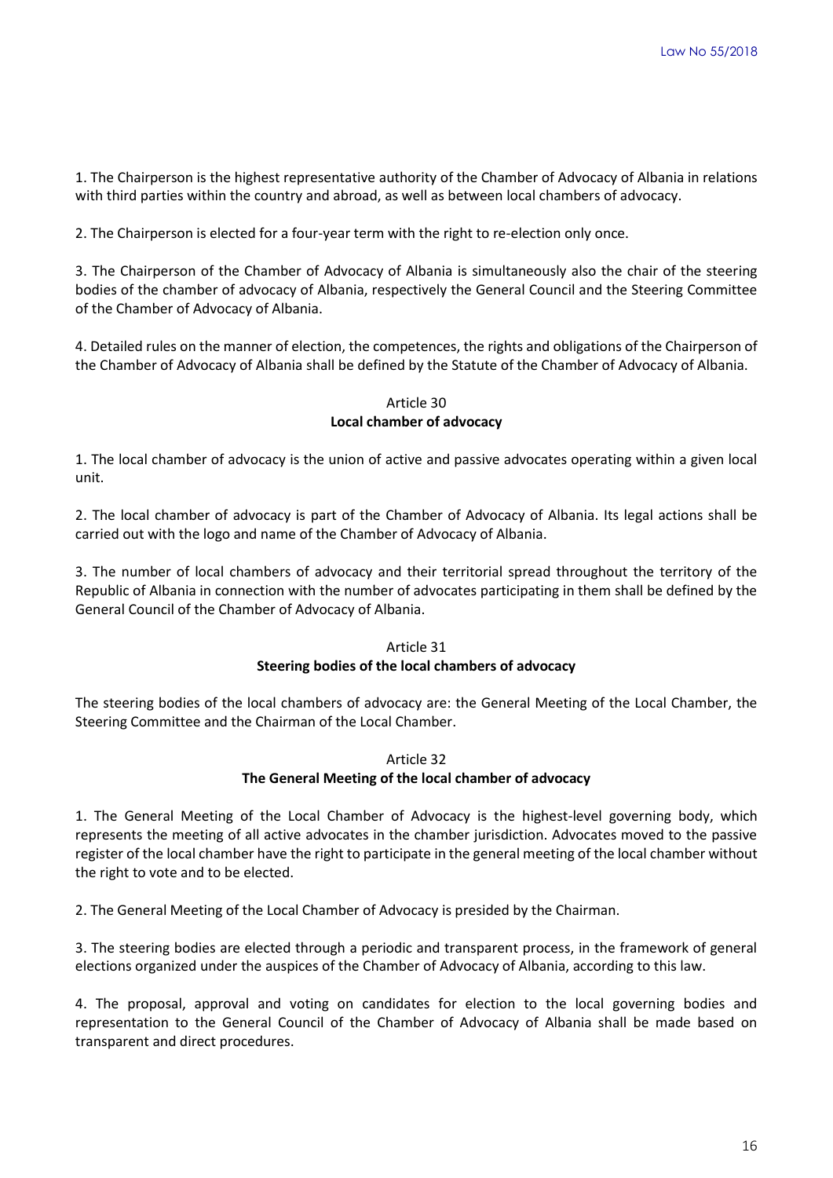1. The Chairperson is the highest representative authority of the Chamber of Advocacy of Albania in relations with third parties within the country and abroad, as well as between local chambers of advocacy.

2. The Chairperson is elected for a four-year term with the right to re-election only once.

3. The Chairperson of the Chamber of Advocacy of Albania is simultaneously also the chair of the steering bodies of the chamber of advocacy of Albania, respectively the General Council and the Steering Committee of the Chamber of Advocacy of Albania.

4. Detailed rules on the manner of election, the competences, the rights and obligations of the Chairperson of the Chamber of Advocacy of Albania shall be defined by the Statute of the Chamber of Advocacy of Albania.

### Article 30
### Local chamber of advocacy

1. The local chamber of advocacy is the union of active and passive advocates operating within a given local unit.

2. The local chamber of advocacy is part of the Chamber of Advocacy of Albania. Its legal actions shall be carried out with the logo and name of the Chamber of Advocacy of Albania.

3. The number of local chambers of advocacy and their territorial spread throughout the territory of the Republic of Albania in connection with the number of advocates participating in them shall be defined by the General Council of the Chamber of Advocacy of Albania.

### Article 31
### Steering bodies of the local chambers of advocacy

The steering bodies of the local chambers of advocacy are: the General Meeting of the Local Chamber, the Steering Committee and the Chairman of the Local Chamber.

### Article 32
### The General Meeting of the local chamber of advocacy

1. The General Meeting of the Local Chamber of Advocacy is the highest-level governing body, which represents the meeting of all active advocates in the chamber jurisdiction. Advocates moved to the passive register of the local chamber have the right to participate in the general meeting of the local chamber without the right to vote and to be elected.

2. The General Meeting of the Local Chamber of Advocacy is presided by the Chairman.

3. The steering bodies are elected through a periodic and transparent process, in the framework of general elections organized under the auspices of the Chamber of Advocacy of Albania, according to this law.

4. The proposal, approval and voting on candidates for election to the local governing bodies and representation to the General Council of the Chamber of Advocacy of Albania shall be made based on transparent and direct procedures.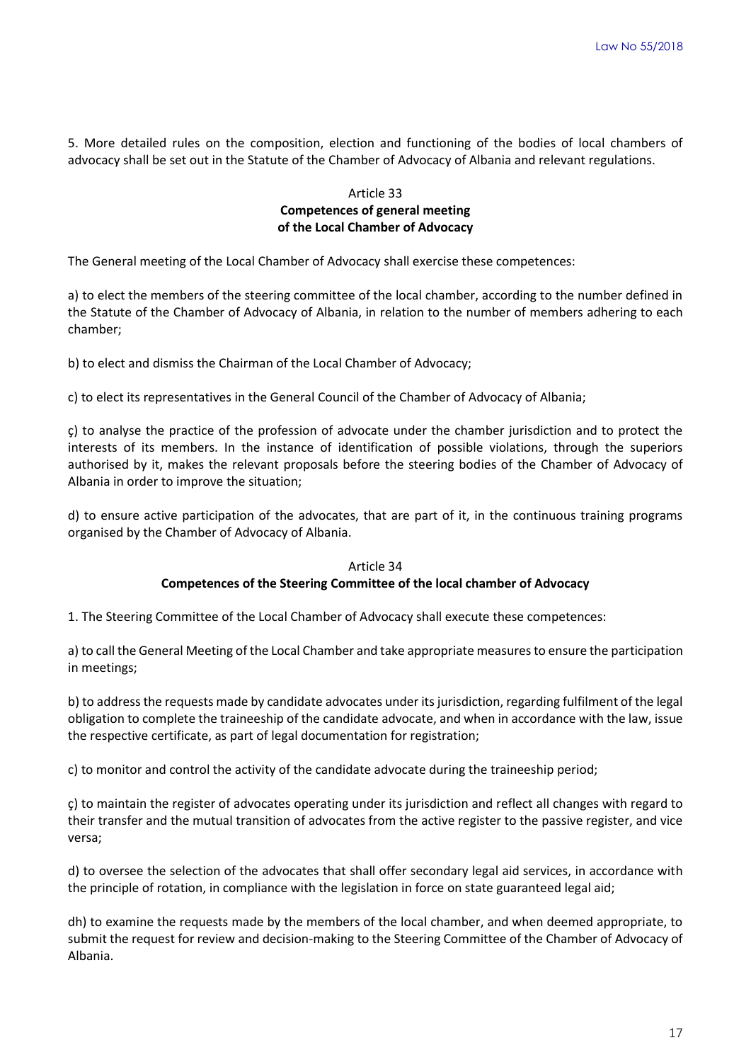5. More detailed rules on the composition, election and functioning of the bodies of local chambers of advocacy shall be set out in the Statute of the Chamber of Advocacy of Albania and relevant regulations.

### Article 33
### Competences of general meeting of the Local Chamber of Advocacy

The General meeting of the Local Chamber of Advocacy shall exercise these competences:

a) to elect the members of the steering committee of the local chamber, according to the number defined in the Statute of the Chamber of Advocacy of Albania, in relation to the number of members adhering to each chamber;

b) to elect and dismiss the Chairman of the Local Chamber of Advocacy;

c) to elect its representatives in the General Council of the Chamber of Advocacy of Albania;

ç) to analyse the practice of the profession of advocate under the chamber jurisdiction and to protect the interests of its members. In the instance of identification of possible violations, through the superiors authorised by it, makes the relevant proposals before the steering bodies of the Chamber of Advocacy of Albania in order to improve the situation;

d) to ensure active participation of the advocates, that are part of it, in the continuous training programs organised by the Chamber of Advocacy of Albania.

### Article 34
### Competences of the Steering Committee of the local chamber of Advocacy

1. The Steering Committee of the Local Chamber of Advocacy shall execute these competences:

a) to call the General Meeting of the Local Chamber and take appropriate measures to ensure the participation in meetings;

b) to address the requests made by candidate advocates under its jurisdiction, regarding fulfilment of the legal obligation to complete the traineeship of the candidate advocate, and when in accordance with the law, issue the respective certificate, as part of legal documentation for registration;

c) to monitor and control the activity of the candidate advocate during the traineeship period;

ç) to maintain the register of advocates operating under its jurisdiction and reflect all changes with regard to their transfer and the mutual transition of advocates from the active register to the passive register, and vice versa;

d) to oversee the selection of the advocates that shall offer secondary legal aid services, in accordance with the principle of rotation, in compliance with the legislation in force on state guaranteed legal aid;

dh) to examine the requests made by the members of the local chamber, and when deemed appropriate, to submit the request for review and decision-making to the Steering Committee of the Chamber of Advocacy of Albania.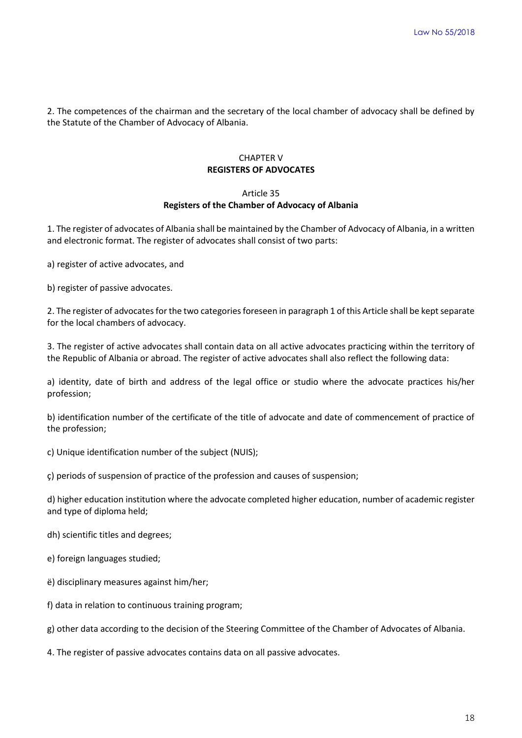2. The competences of the chairman and the secretary of the local chamber of advocacy shall be defined by the Statute of the Chamber of Advocacy of Albania.

## CHAPTER V
## REGISTERS OF ADVOCATES

### Article 35
### Registers of the Chamber of Advocacy of Albania

1. The register of advocates of Albania shall be maintained by the Chamber of Advocacy of Albania, in a written and electronic format. The register of advocates shall consist of two parts:

a) register of active advocates, and

b) register of passive advocates.

2. The register of advocates for the two categories foreseen in paragraph 1 of this Article shall be kept separate for the local chambers of advocacy.

3. The register of active advocates shall contain data on all active advocates practicing within the territory of the Republic of Albania or abroad. The register of active advocates shall also reflect the following data:

a) identity, date of birth and address of the legal office or studio where the advocate practices his/her profession;

b) identification number of the certificate of the title of advocate and date of commencement of practice of the profession;

c) Unique identification number of the subject (NUIS);

ç) periods of suspension of practice of the profession and causes of suspension;

d) higher education institution where the advocate completed higher education, number of academic register and type of diploma held;

dh) scientific titles and degrees;

e) foreign languages studied;

ë) disciplinary measures against him/her;

f) data in relation to continuous training program;

g) other data according to the decision of the Steering Committee of the Chamber of Advocates of Albania.

4. The register of passive advocates contains data on all passive advocates.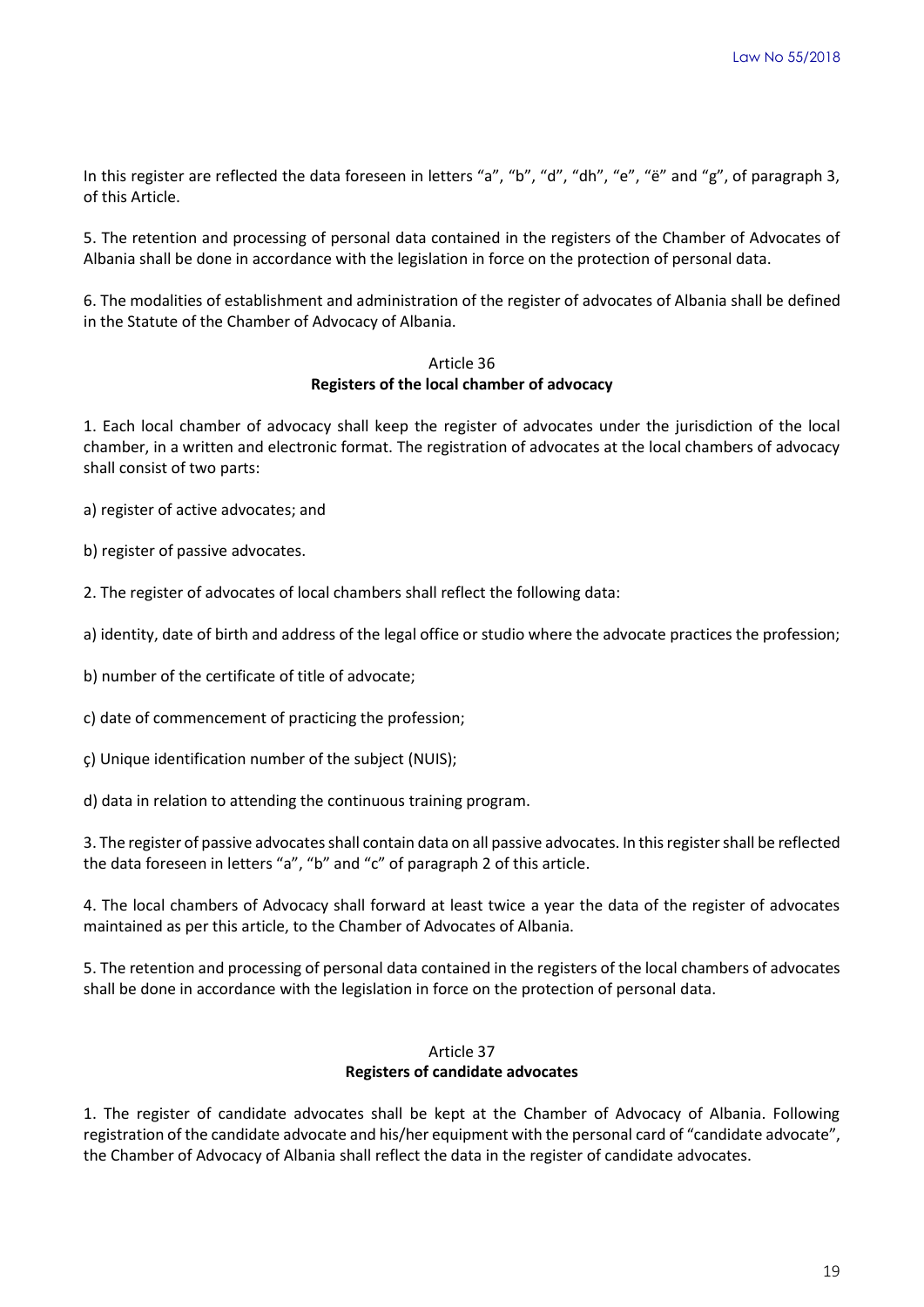In this register are reflected the data foreseen in letters "a", "b", "d", "dh", "e", "ë" and "g", of paragraph 3, of this Article.

5. The retention and processing of personal data contained in the registers of the Chamber of Advocates of Albania shall be done in accordance with the legislation in force on the protection of personal data.

6. The modalities of establishment and administration of the register of advocates of Albania shall be defined in the Statute of the Chamber of Advocacy of Albania.

### Article 36
### **Registers of the local chamber of advocacy**

1. Each local chamber of advocacy shall keep the register of advocates under the jurisdiction of the local chamber, in a written and electronic format. The registration of advocates at the local chambers of advocacy shall consist of two parts:

a) register of active advocates; and

b) register of passive advocates.

2. The register of advocates of local chambers shall reflect the following data:

a) identity, date of birth and address of the legal office or studio where the advocate practices the profession;

b) number of the certificate of title of advocate;

c) date of commencement of practicing the profession;

ç) Unique identification number of the subject (NUIS);

d) data in relation to attending the continuous training program.

3. The register of passive advocates shall contain data on all passive advocates. In this register shall be reflected the data foreseen in letters "a", "b" and "c" of paragraph 2 of this article.

4. The local chambers of Advocacy shall forward at least twice a year the data of the register of advocates maintained as per this article, to the Chamber of Advocates of Albania.

5. The retention and processing of personal data contained in the registers of the local chambers of advocates shall be done in accordance with the legislation in force on the protection of personal data.

### Article 37
### **Registers of candidate advocates**

1. The register of candidate advocates shall be kept at the Chamber of Advocacy of Albania. Following registration of the candidate advocate and his/her equipment with the personal card of "candidate advocate", the Chamber of Advocacy of Albania shall reflect the data in the register of candidate advocates.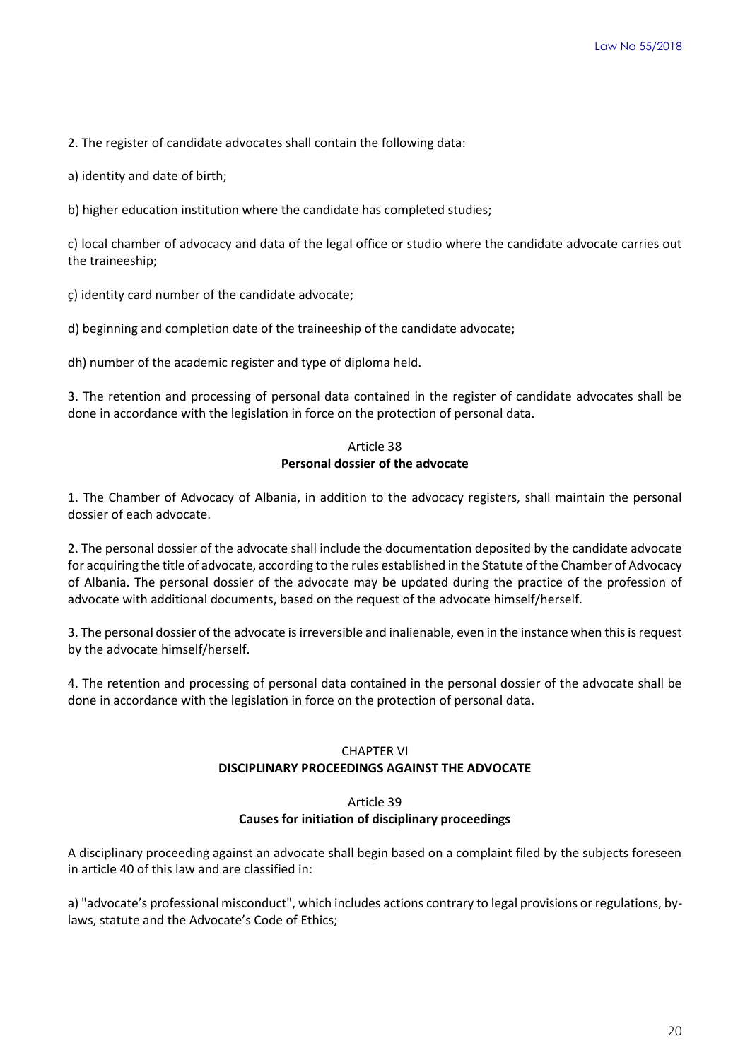2. The register of candidate advocates shall contain the following data:

a) identity and date of birth;

b) higher education institution where the candidate has completed studies;

c) local chamber of advocacy and data of the legal office or studio where the candidate advocate carries out the traineeship;

ç) identity card number of the candidate advocate;

d) beginning and completion date of the traineeship of the candidate advocate;

dh) number of the academic register and type of diploma held.

3. The retention and processing of personal data contained in the register of candidate advocates shall be done in accordance with the legislation in force on the protection of personal data.

### Article 38
### Personal dossier of the advocate

1. The Chamber of Advocacy of Albania, in addition to the advocacy registers, shall maintain the personal dossier of each advocate.

2. The personal dossier of the advocate shall include the documentation deposited by the candidate advocate for acquiring the title of advocate, according to the rules established in the Statute of the Chamber of Advocacy of Albania. The personal dossier of the advocate may be updated during the practice of the profession of advocate with additional documents, based on the request of the advocate himself/herself.

3. The personal dossier of the advocate is irreversible and inalienable, even in the instance when this is request by the advocate himself/herself.

4. The retention and processing of personal data contained in the personal dossier of the advocate shall be done in accordance with the legislation in force on the protection of personal data.

## CHAPTER VI
## DISCIPLINARY PROCEEDINGS AGAINST THE ADVOCATE

### Article 39
### Causes for initiation of disciplinary proceedings

A disciplinary proceeding against an advocate shall begin based on a complaint filed by the subjects foreseen in article 40 of this law and are classified in:

a) "advocate's professional misconduct", which includes actions contrary to legal provisions or regulations, by-laws, statute and the Advocate's Code of Ethics;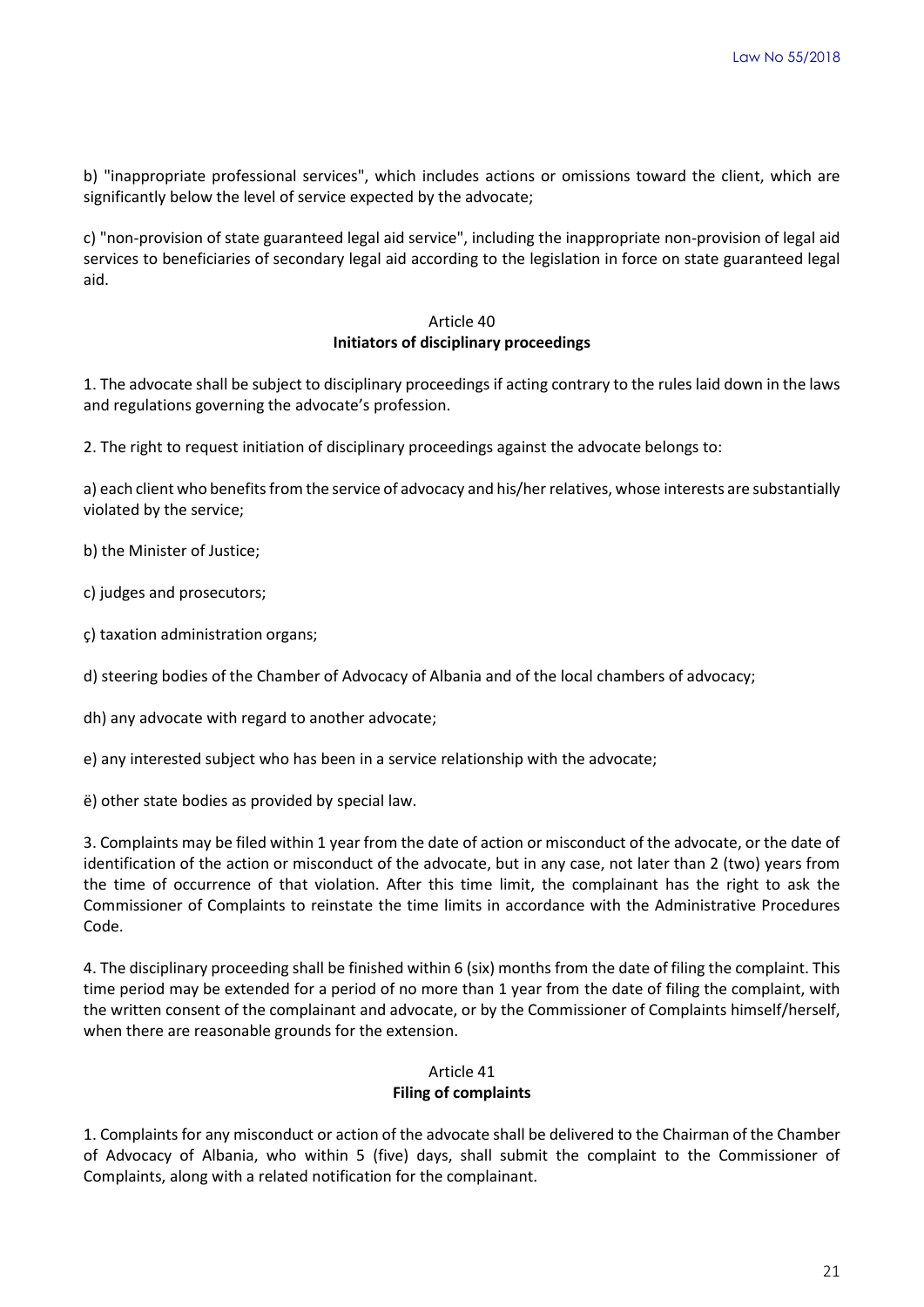b) "inappropriate professional services", which includes actions or omissions toward the client, which are significantly below the level of service expected by the advocate;

c) "non-provision of state guaranteed legal aid service", including the inappropriate non-provision of legal aid services to beneficiaries of secondary legal aid according to the legislation in force on state guaranteed legal aid.

### Article 40
### Initiators of disciplinary proceedings

1. The advocate shall be subject to disciplinary proceedings if acting contrary to the rules laid down in the laws and regulations governing the advocate's profession.

2. The right to request initiation of disciplinary proceedings against the advocate belongs to:

a) each client who benefits from the service of advocacy and his/her relatives, whose interests are substantially violated by the service;

b) the Minister of Justice;

c) judges and prosecutors;

ç) taxation administration organs;

d) steering bodies of the Chamber of Advocacy of Albania and of the local chambers of advocacy;

dh) any advocate with regard to another advocate;

e) any interested subject who has been in a service relationship with the advocate;

ë) other state bodies as provided by special law.

3. Complaints may be filed within 1 year from the date of action or misconduct of the advocate, or the date of identification of the action or misconduct of the advocate, but in any case, not later than 2 (two) years from the time of occurrence of that violation. After this time limit, the complainant has the right to ask the Commissioner of Complaints to reinstate the time limits in accordance with the Administrative Procedures Code.

4. The disciplinary proceeding shall be finished within 6 (six) months from the date of filing the complaint. This time period may be extended for a period of no more than 1 year from the date of filing the complaint, with the written consent of the complainant and advocate, or by the Commissioner of Complaints himself/herself, when there are reasonable grounds for the extension.

### Article 41
### Filing of complaints

1. Complaints for any misconduct or action of the advocate shall be delivered to the Chairman of the Chamber of Advocacy of Albania, who within 5 (five) days, shall submit the complaint to the Commissioner of Complaints, along with a related notification for the complainant.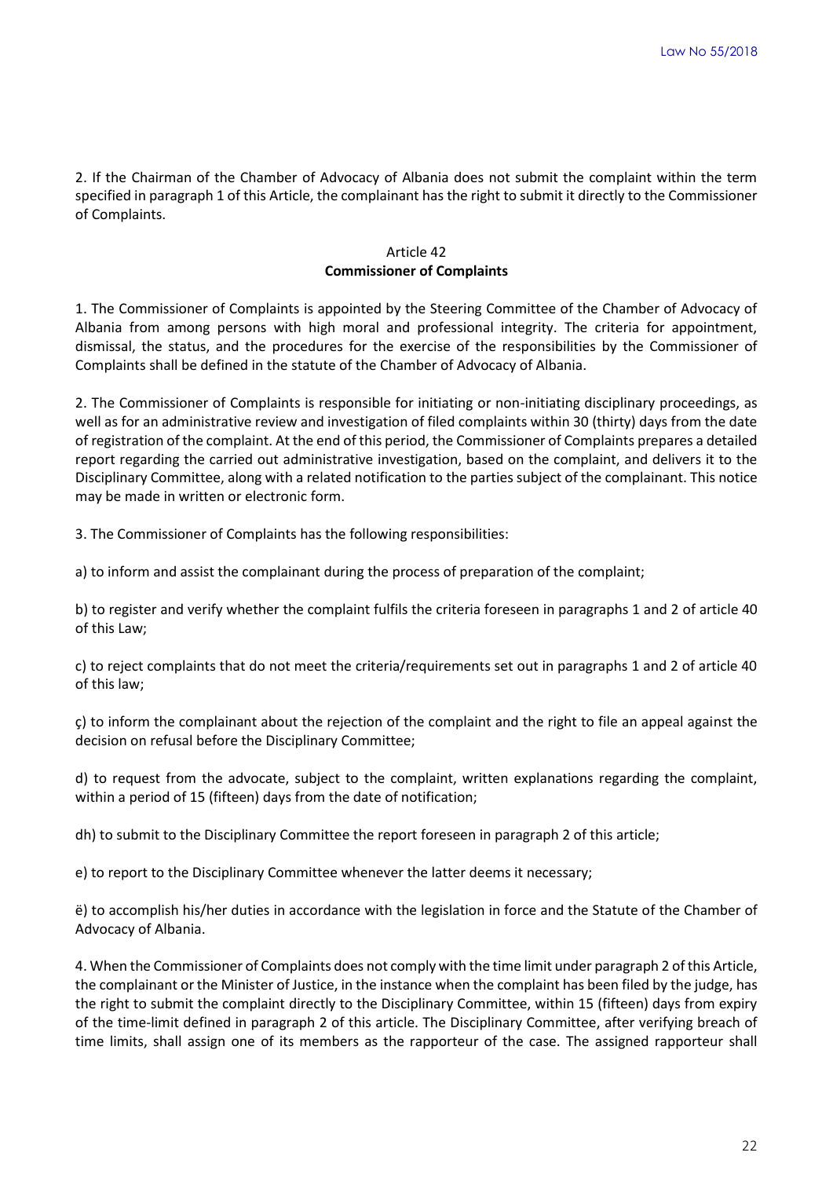2. If the Chairman of the Chamber of Advocacy of Albania does not submit the complaint within the term specified in paragraph 1 of this Article, the complainant has the right to submit it directly to the Commissioner of Complaints.

Article 42
**Commissioner of Complaints**

1. The Commissioner of Complaints is appointed by the Steering Committee of the Chamber of Advocacy of Albania from among persons with high moral and professional integrity. The criteria for appointment, dismissal, the status, and the procedures for the exercise of the responsibilities by the Commissioner of Complaints shall be defined in the statute of the Chamber of Advocacy of Albania.

2. The Commissioner of Complaints is responsible for initiating or non-initiating disciplinary proceedings, as well as for an administrative review and investigation of filed complaints within 30 (thirty) days from the date of registration of the complaint. At the end of this period, the Commissioner of Complaints prepares a detailed report regarding the carried out administrative investigation, based on the complaint, and delivers it to the Disciplinary Committee, along with a related notification to the parties subject of the complainant. This notice may be made in written or electronic form.

3. The Commissioner of Complaints has the following responsibilities:

a) to inform and assist the complainant during the process of preparation of the complaint;

b) to register and verify whether the complaint fulfils the criteria foreseen in paragraphs 1 and 2 of article 40 of this Law;

c) to reject complaints that do not meet the criteria/requirements set out in paragraphs 1 and 2 of article 40 of this law;

ç) to inform the complainant about the rejection of the complaint and the right to file an appeal against the decision on refusal before the Disciplinary Committee;

d) to request from the advocate, subject to the complaint, written explanations regarding the complaint, within a period of 15 (fifteen) days from the date of notification;

dh) to submit to the Disciplinary Committee the report foreseen in paragraph 2 of this article;

e) to report to the Disciplinary Committee whenever the latter deems it necessary;

ë) to accomplish his/her duties in accordance with the legislation in force and the Statute of the Chamber of Advocacy of Albania.

4. When the Commissioner of Complaints does not comply with the time limit under paragraph 2 of this Article, the complainant or the Minister of Justice, in the instance when the complaint has been filed by the judge, has the right to submit the complaint directly to the Disciplinary Committee, within 15 (fifteen) days from expiry of the time-limit defined in paragraph 2 of this article. The Disciplinary Committee, after verifying breach of time limits, shall assign one of its members as the rapporteur of the case. The assigned rapporteur shall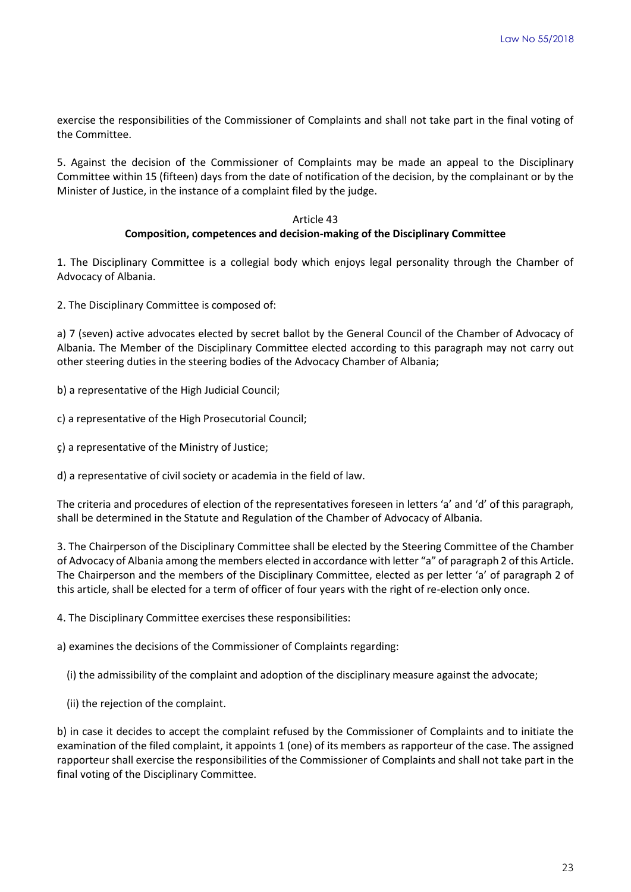exercise the responsibilities of the Commissioner of Complaints and shall not take part in the final voting of the Committee.

5. Against the decision of the Commissioner of Complaints may be made an appeal to the Disciplinary Committee within 15 (fifteen) days from the date of notification of the decision, by the complainant or by the Minister of Justice, in the instance of a complaint filed by the judge.

### Article 43
### Composition, competences and decision-making of the Disciplinary Committee

1. The Disciplinary Committee is a collegial body which enjoys legal personality through the Chamber of Advocacy of Albania.

2. The Disciplinary Committee is composed of:

a) 7 (seven) active advocates elected by secret ballot by the General Council of the Chamber of Advocacy of Albania. The Member of the Disciplinary Committee elected according to this paragraph may not carry out other steering duties in the steering bodies of the Advocacy Chamber of Albania;

b) a representative of the High Judicial Council;

c) a representative of the High Prosecutorial Council;

ç) a representative of the Ministry of Justice;

d) a representative of civil society or academia in the field of law.

The criteria and procedures of election of the representatives foreseen in letters 'a' and 'd' of this paragraph, shall be determined in the Statute and Regulation of the Chamber of Advocacy of Albania.

3. The Chairperson of the Disciplinary Committee shall be elected by the Steering Committee of the Chamber of Advocacy of Albania among the members elected in accordance with letter "a" of paragraph 2 of this Article. The Chairperson and the members of the Disciplinary Committee, elected as per letter 'a' of paragraph 2 of this article, shall be elected for a term of officer of four years with the right of re-election only once.

4. The Disciplinary Committee exercises these responsibilities:

a) examines the decisions of the Commissioner of Complaints regarding:

(i) the admissibility of the complaint and adoption of the disciplinary measure against the advocate;

(ii) the rejection of the complaint.

b) in case it decides to accept the complaint refused by the Commissioner of Complaints and to initiate the examination of the filed complaint, it appoints 1 (one) of its members as rapporteur of the case. The assigned rapporteur shall exercise the responsibilities of the Commissioner of Complaints and shall not take part in the final voting of the Disciplinary Committee.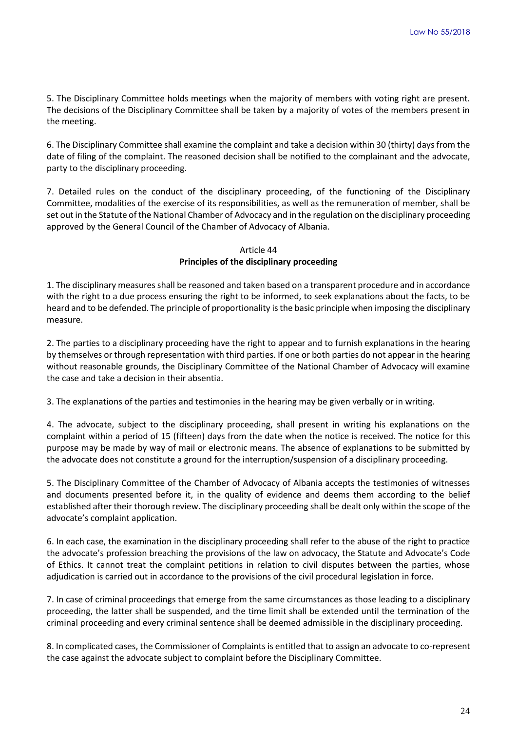5. The Disciplinary Committee holds meetings when the majority of members with voting right are present. The decisions of the Disciplinary Committee shall be taken by a majority of votes of the members present in the meeting.

6. The Disciplinary Committee shall examine the complaint and take a decision within 30 (thirty) days from the date of filing of the complaint. The reasoned decision shall be notified to the complainant and the advocate, party to the disciplinary proceeding.

7. Detailed rules on the conduct of the disciplinary proceeding, of the functioning of the Disciplinary Committee, modalities of the exercise of its responsibilities, as well as the remuneration of member, shall be set out in the Statute of the National Chamber of Advocacy and in the regulation on the disciplinary proceeding approved by the General Council of the Chamber of Advocacy of Albania.

### Article 44
### Principles of the disciplinary proceeding

1. The disciplinary measures shall be reasoned and taken based on a transparent procedure and in accordance with the right to a due process ensuring the right to be informed, to seek explanations about the facts, to be heard and to be defended. The principle of proportionality is the basic principle when imposing the disciplinary measure.

2. The parties to a disciplinary proceeding have the right to appear and to furnish explanations in the hearing by themselves or through representation with third parties. If one or both parties do not appear in the hearing without reasonable grounds, the Disciplinary Committee of the National Chamber of Advocacy will examine the case and take a decision in their absentia.

3. The explanations of the parties and testimonies in the hearing may be given verbally or in writing.

4. The advocate, subject to the disciplinary proceeding, shall present in writing his explanations on the complaint within a period of 15 (fifteen) days from the date when the notice is received. The notice for this purpose may be made by way of mail or electronic means. The absence of explanations to be submitted by the advocate does not constitute a ground for the interruption/suspension of a disciplinary proceeding.

5. The Disciplinary Committee of the Chamber of Advocacy of Albania accepts the testimonies of witnesses and documents presented before it, in the quality of evidence and deems them according to the belief established after their thorough review. The disciplinary proceeding shall be dealt only within the scope of the advocate's complaint application.

6. In each case, the examination in the disciplinary proceeding shall refer to the abuse of the right to practice the advocate's profession breaching the provisions of the law on advocacy, the Statute and Advocate's Code of Ethics. It cannot treat the complaint petitions in relation to civil disputes between the parties, whose adjudication is carried out in accordance to the provisions of the civil procedural legislation in force.

7. In case of criminal proceedings that emerge from the same circumstances as those leading to a disciplinary proceeding, the latter shall be suspended, and the time limit shall be extended until the termination of the criminal proceeding and every criminal sentence shall be deemed admissible in the disciplinary proceeding.

8. In complicated cases, the Commissioner of Complaints is entitled that to assign an advocate to co-represent the case against the advocate subject to complaint before the Disciplinary Committee.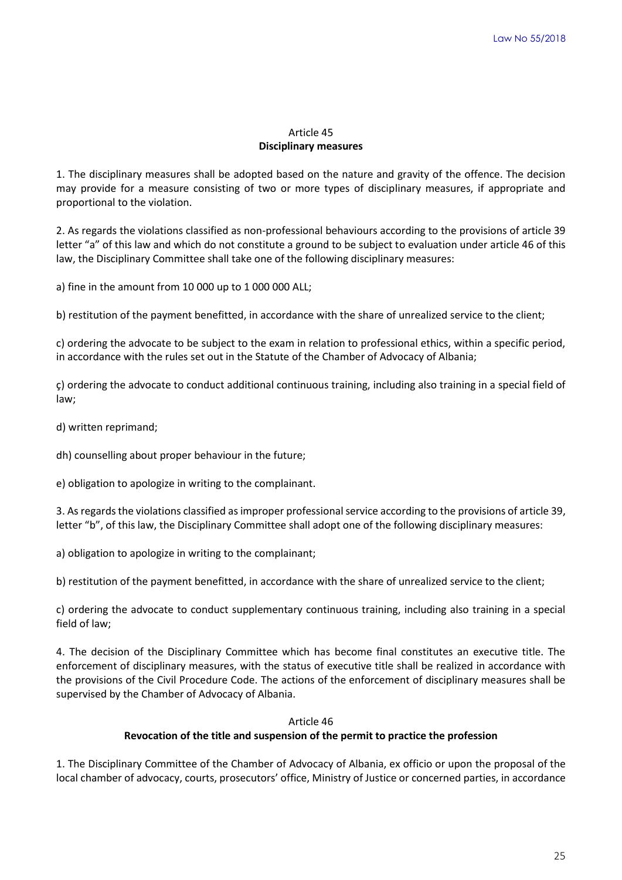## Article 45
### Disciplinary measures

1. The disciplinary measures shall be adopted based on the nature and gravity of the offence. The decision may provide for a measure consisting of two or more types of disciplinary measures, if appropriate and proportional to the violation.

2. As regards the violations classified as non-professional behaviours according to the provisions of article 39 letter "a" of this law and which do not constitute a ground to be subject to evaluation under article 46 of this law, the Disciplinary Committee shall take one of the following disciplinary measures:

a) fine in the amount from 10 000 up to 1 000 000 ALL;

b) restitution of the payment benefitted, in accordance with the share of unrealized service to the client;

c) ordering the advocate to be subject to the exam in relation to professional ethics, within a specific period, in accordance with the rules set out in the Statute of the Chamber of Advocacy of Albania;

ç) ordering the advocate to conduct additional continuous training, including also training in a special field of law;

d) written reprimand;

dh) counselling about proper behaviour in the future;

e) obligation to apologize in writing to the complainant.

3. As regards the violations classified as improper professional service according to the provisions of article 39, letter "b", of this law, the Disciplinary Committee shall adopt one of the following disciplinary measures:

a) obligation to apologize in writing to the complainant;

b) restitution of the payment benefitted, in accordance with the share of unrealized service to the client;

c) ordering the advocate to conduct supplementary continuous training, including also training in a special field of law;

4. The decision of the Disciplinary Committee which has become final constitutes an executive title. The enforcement of disciplinary measures, with the status of executive title shall be realized in accordance with the provisions of the Civil Procedure Code. The actions of the enforcement of disciplinary measures shall be supervised by the Chamber of Advocacy of Albania.

## Article 46
### Revocation of the title and suspension of the permit to practice the profession

1. The Disciplinary Committee of the Chamber of Advocacy of Albania, ex officio or upon the proposal of the local chamber of advocacy, courts, prosecutors' office, Ministry of Justice or concerned parties, in accordance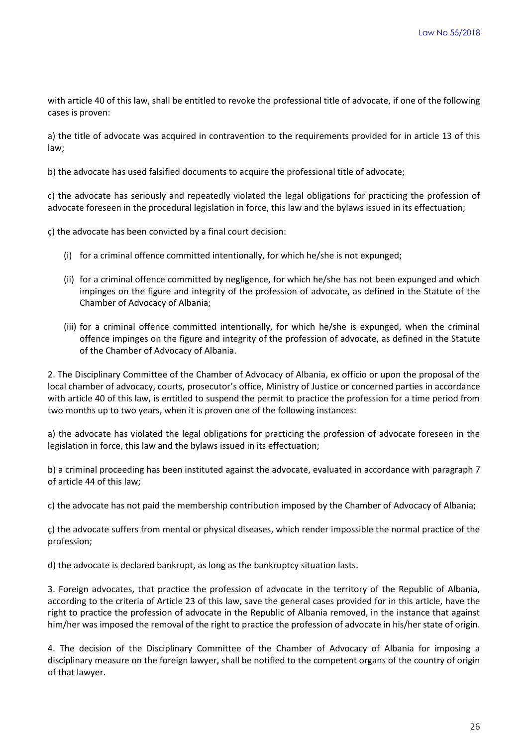with article 40 of this law, shall be entitled to revoke the professional title of advocate, if one of the following cases is proven:

a) the title of advocate was acquired in contravention to the requirements provided for in article 13 of this law;

b) the advocate has used falsified documents to acquire the professional title of advocate;

c) the advocate has seriously and repeatedly violated the legal obligations for practicing the profession of advocate foreseen in the procedural legislation in force, this law and the bylaws issued in its effectuation;

ç) the advocate has been convicted by a final court decision:

(i) for a criminal offence committed intentionally, for which he/she is not expunged;

(ii) for a criminal offence committed by negligence, for which he/she has not been expunged and which impinges on the figure and integrity of the profession of advocate, as defined in the Statute of the Chamber of Advocacy of Albania;

(iii) for a criminal offence committed intentionally, for which he/she is expunged, when the criminal offence impinges on the figure and integrity of the profession of advocate, as defined in the Statute of the Chamber of Advocacy of Albania.

2. The Disciplinary Committee of the Chamber of Advocacy of Albania, ex officio or upon the proposal of the local chamber of advocacy, courts, prosecutor's office, Ministry of Justice or concerned parties in accordance with article 40 of this law, is entitled to suspend the permit to practice the profession for a time period from two months up to two years, when it is proven one of the following instances:

a) the advocate has violated the legal obligations for practicing the profession of advocate foreseen in the legislation in force, this law and the bylaws issued in its effectuation;

b) a criminal proceeding has been instituted against the advocate, evaluated in accordance with paragraph 7 of article 44 of this law;

c) the advocate has not paid the membership contribution imposed by the Chamber of Advocacy of Albania;

ç) the advocate suffers from mental or physical diseases, which render impossible the normal practice of the profession;

d) the advocate is declared bankrupt, as long as the bankruptcy situation lasts.

3. Foreign advocates, that practice the profession of advocate in the territory of the Republic of Albania, according to the criteria of Article 23 of this law, save the general cases provided for in this article, have the right to practice the profession of advocate in the Republic of Albania removed, in the instance that against him/her was imposed the removal of the right to practice the profession of advocate in his/her state of origin.

4. The decision of the Disciplinary Committee of the Chamber of Advocacy of Albania for imposing a disciplinary measure on the foreign lawyer, shall be notified to the competent organs of the country of origin of that lawyer.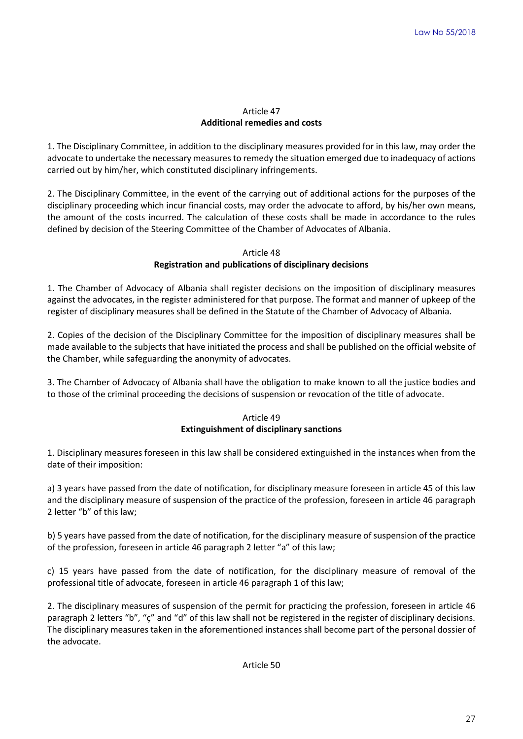Article 47
**Additional remedies and costs**

1. The Disciplinary Committee, in addition to the disciplinary measures provided for in this law, may order the advocate to undertake the necessary measures to remedy the situation emerged due to inadequacy of actions carried out by him/her, which constituted disciplinary infringements.

2. The Disciplinary Committee, in the event of the carrying out of additional actions for the purposes of the disciplinary proceeding which incur financial costs, may order the advocate to afford, by his/her own means, the amount of the costs incurred. The calculation of these costs shall be made in accordance to the rules defined by decision of the Steering Committee of the Chamber of Advocates of Albania.

Article 48
**Registration and publications of disciplinary decisions**

1. The Chamber of Advocacy of Albania shall register decisions on the imposition of disciplinary measures against the advocates, in the register administered for that purpose. The format and manner of upkeep of the register of disciplinary measures shall be defined in the Statute of the Chamber of Advocacy of Albania.

2. Copies of the decision of the Disciplinary Committee for the imposition of disciplinary measures shall be made available to the subjects that have initiated the process and shall be published on the official website of the Chamber, while safeguarding the anonymity of advocates.

3. The Chamber of Advocacy of Albania shall have the obligation to make known to all the justice bodies and to those of the criminal proceeding the decisions of suspension or revocation of the title of advocate.

Article 49
**Extinguishment of disciplinary sanctions**

1. Disciplinary measures foreseen in this law shall be considered extinguished in the instances when from the date of their imposition:

a) 3 years have passed from the date of notification, for disciplinary measure foreseen in article 45 of this law and the disciplinary measure of suspension of the practice of the profession, foreseen in article 46 paragraph 2 letter "b" of this law;

b) 5 years have passed from the date of notification, for the disciplinary measure of suspension of the practice of the profession, foreseen in article 46 paragraph 2 letter "a" of this law;

c) 15 years have passed from the date of notification, for the disciplinary measure of removal of the professional title of advocate, foreseen in article 46 paragraph 1 of this law;

2. The disciplinary measures of suspension of the permit for practicing the profession, foreseen in article 46 paragraph 2 letters "b", "ç" and "d" of this law shall not be registered in the register of disciplinary decisions. The disciplinary measures taken in the aforementioned instances shall become part of the personal dossier of the advocate.

Article 50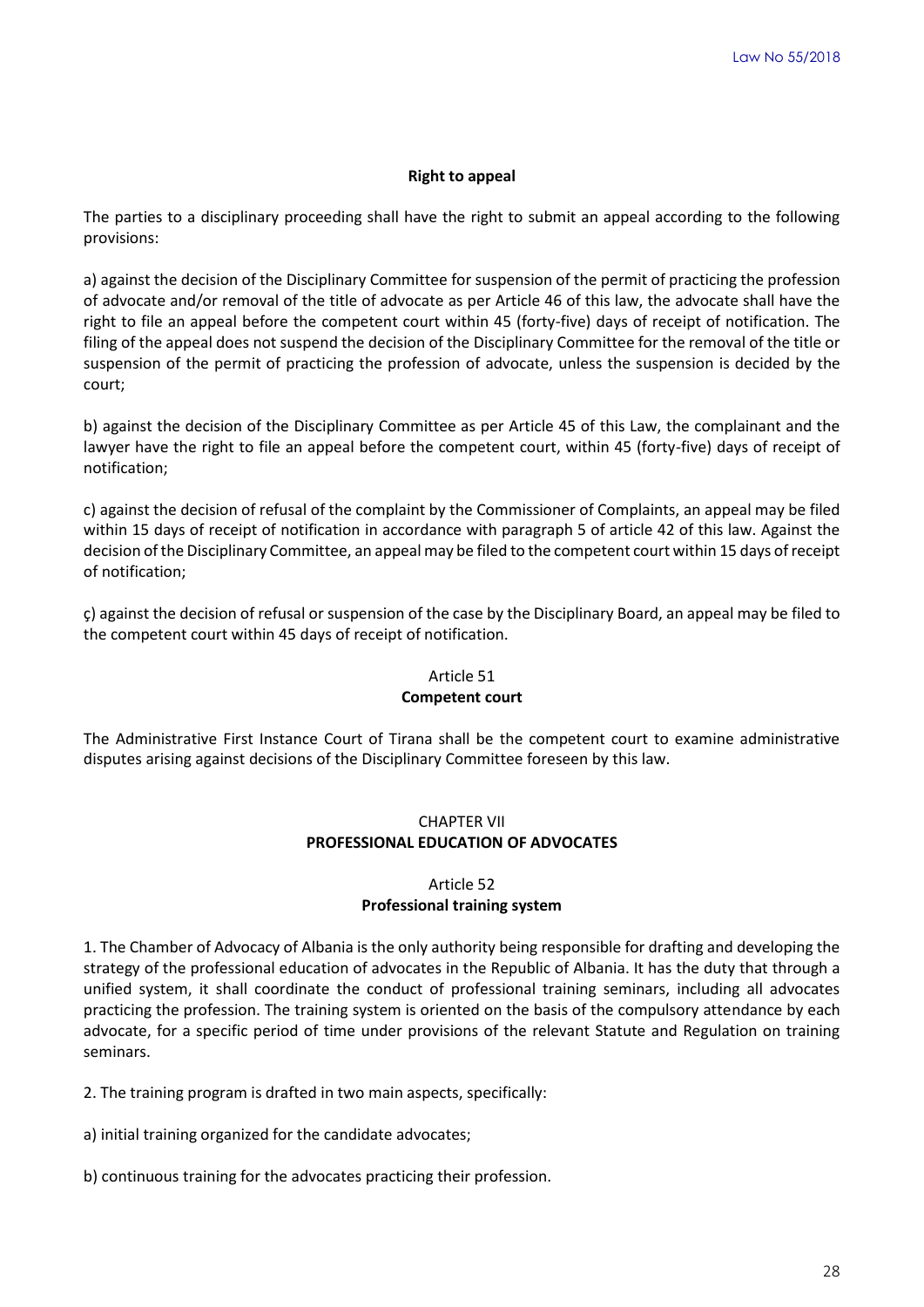**Right to appeal**

The parties to a disciplinary proceeding shall have the right to submit an appeal according to the following provisions:

a) against the decision of the Disciplinary Committee for suspension of the permit of practicing the profession of advocate and/or removal of the title of advocate as per Article 46 of this law, the advocate shall have the right to file an appeal before the competent court within 45 (forty-five) days of receipt of notification. The filing of the appeal does not suspend the decision of the Disciplinary Committee for the removal of the title or suspension of the permit of practicing the profession of advocate, unless the suspension is decided by the court;

b) against the decision of the Disciplinary Committee as per Article 45 of this Law, the complainant and the lawyer have the right to file an appeal before the competent court, within 45 (forty-five) days of receipt of notification;

c) against the decision of refusal of the complaint by the Commissioner of Complaints, an appeal may be filed within 15 days of receipt of notification in accordance with paragraph 5 of article 42 of this law. Against the decision of the Disciplinary Committee, an appeal may be filed to the competent court within 15 days of receipt of notification;

ç) against the decision of refusal or suspension of the case by the Disciplinary Board, an appeal may be filed to the competent court within 45 days of receipt of notification.

### Article 51
**Competent court**

The Administrative First Instance Court of Tirana shall be the competent court to examine administrative disputes arising against decisions of the Disciplinary Committee foreseen by this law.

## CHAPTER VII
## PROFESSIONAL EDUCATION OF ADVOCATES

### Article 52
**Professional training system**

1. The Chamber of Advocacy of Albania is the only authority being responsible for drafting and developing the strategy of the professional education of advocates in the Republic of Albania. It has the duty that through a unified system, it shall coordinate the conduct of professional training seminars, including all advocates practicing the profession. The training system is oriented on the basis of the compulsory attendance by each advocate, for a specific period of time under provisions of the relevant Statute and Regulation on training seminars.

2. The training program is drafted in two main aspects, specifically:

a) initial training organized for the candidate advocates;

b) continuous training for the advocates practicing their profession.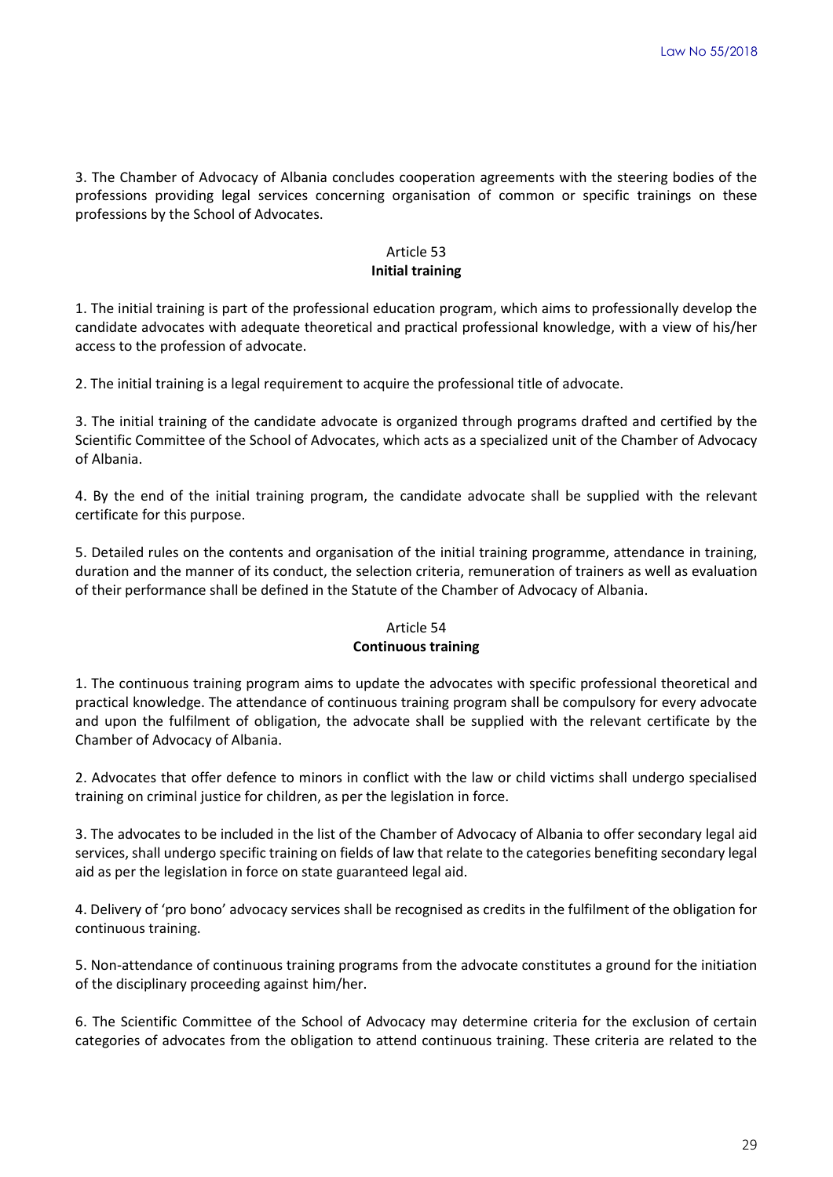3. The Chamber of Advocacy of Albania concludes cooperation agreements with the steering bodies of the professions providing legal services concerning organisation of common or specific trainings on these professions by the School of Advocates.

### Article 53
**Initial training**

1. The initial training is part of the professional education program, which aims to professionally develop the candidate advocates with adequate theoretical and practical professional knowledge, with a view of his/her access to the profession of advocate.

2. The initial training is a legal requirement to acquire the professional title of advocate.

3. The initial training of the candidate advocate is organized through programs drafted and certified by the Scientific Committee of the School of Advocates, which acts as a specialized unit of the Chamber of Advocacy of Albania.

4. By the end of the initial training program, the candidate advocate shall be supplied with the relevant certificate for this purpose.

5. Detailed rules on the contents and organisation of the initial training programme, attendance in training, duration and the manner of its conduct, the selection criteria, remuneration of trainers as well as evaluation of their performance shall be defined in the Statute of the Chamber of Advocacy of Albania.

### Article 54
**Continuous training**

1. The continuous training program aims to update the advocates with specific professional theoretical and practical knowledge. The attendance of continuous training program shall be compulsory for every advocate and upon the fulfilment of obligation, the advocate shall be supplied with the relevant certificate by the Chamber of Advocacy of Albania.

2. Advocates that offer defence to minors in conflict with the law or child victims shall undergo specialised training on criminal justice for children, as per the legislation in force.

3. The advocates to be included in the list of the Chamber of Advocacy of Albania to offer secondary legal aid services, shall undergo specific training on fields of law that relate to the categories benefiting secondary legal aid as per the legislation in force on state guaranteed legal aid.

4. Delivery of 'pro bono' advocacy services shall be recognised as credits in the fulfilment of the obligation for continuous training.

5. Non-attendance of continuous training programs from the advocate constitutes a ground for the initiation of the disciplinary proceeding against him/her.

6. The Scientific Committee of the School of Advocacy may determine criteria for the exclusion of certain categories of advocates from the obligation to attend continuous training. These criteria are related to the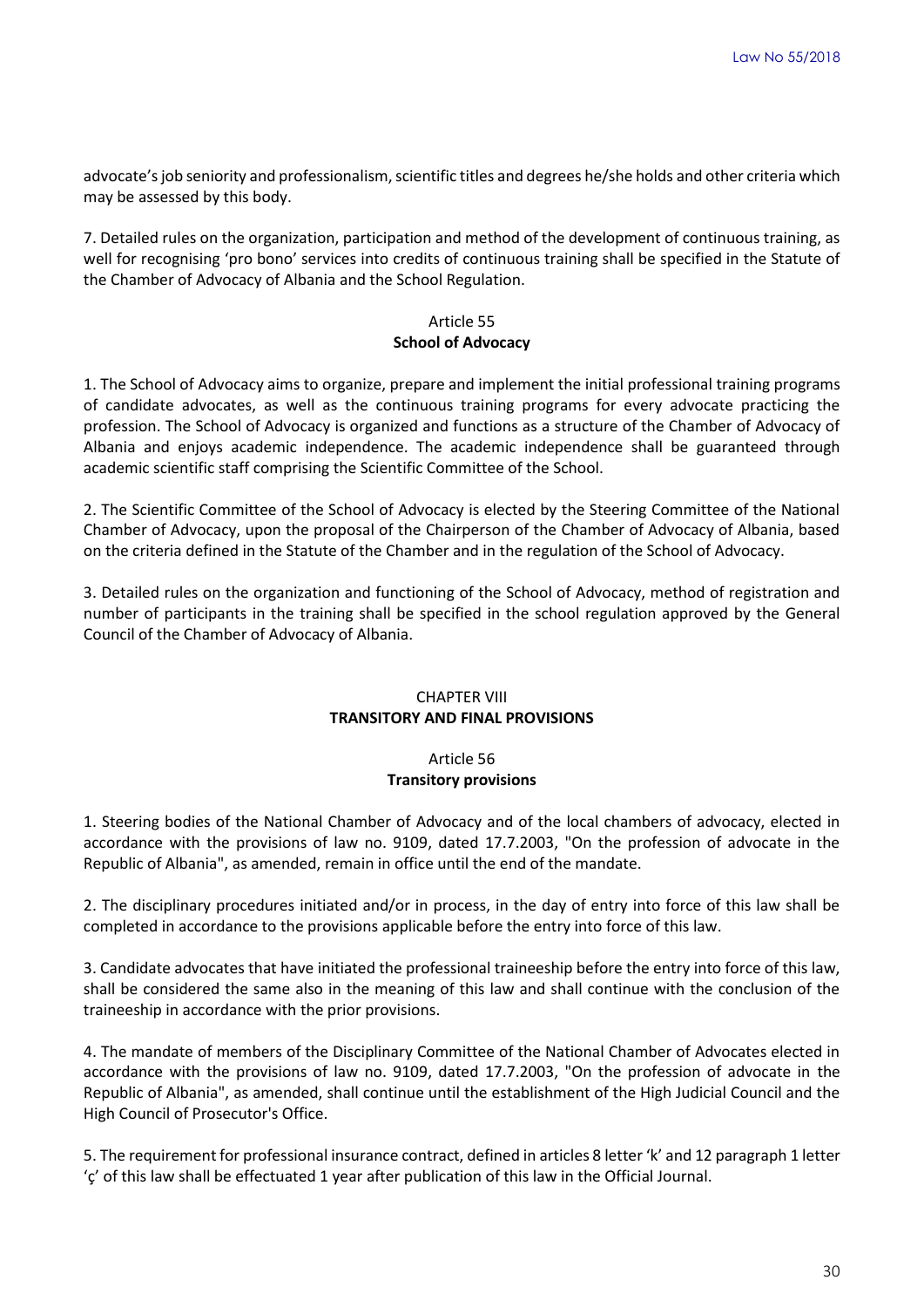advocate's job seniority and professionalism, scientific titles and degrees he/she holds and other criteria which may be assessed by this body.

7. Detailed rules on the organization, participation and method of the development of continuous training, as well for recognising 'pro bono' services into credits of continuous training shall be specified in the Statute of the Chamber of Advocacy of Albania and the School Regulation.

### Article 55
### School of Advocacy

1. The School of Advocacy aims to organize, prepare and implement the initial professional training programs of candidate advocates, as well as the continuous training programs for every advocate practicing the profession. The School of Advocacy is organized and functions as a structure of the Chamber of Advocacy of Albania and enjoys academic independence. The academic independence shall be guaranteed through academic scientific staff comprising the Scientific Committee of the School.

2. The Scientific Committee of the School of Advocacy is elected by the Steering Committee of the National Chamber of Advocacy, upon the proposal of the Chairperson of the Chamber of Advocacy of Albania, based on the criteria defined in the Statute of the Chamber and in the regulation of the School of Advocacy.

3. Detailed rules on the organization and functioning of the School of Advocacy, method of registration and number of participants in the training shall be specified in the school regulation approved by the General Council of the Chamber of Advocacy of Albania.

## CHAPTER VIII
## TRANSITORY AND FINAL PROVISIONS

### Article 56
### Transitory provisions

1. Steering bodies of the National Chamber of Advocacy and of the local chambers of advocacy, elected in accordance with the provisions of law no. 9109, dated 17.7.2003, "On the profession of advocate in the Republic of Albania", as amended, remain in office until the end of the mandate.

2. The disciplinary procedures initiated and/or in process, in the day of entry into force of this law shall be completed in accordance to the provisions applicable before the entry into force of this law.

3. Candidate advocates that have initiated the professional traineeship before the entry into force of this law, shall be considered the same also in the meaning of this law and shall continue with the conclusion of the traineeship in accordance with the prior provisions.

4. The mandate of members of the Disciplinary Committee of the National Chamber of Advocates elected in accordance with the provisions of law no. 9109, dated 17.7.2003, "On the profession of advocate in the Republic of Albania", as amended, shall continue until the establishment of the High Judicial Council and the High Council of Prosecutor's Office.

5. The requirement for professional insurance contract, defined in articles 8 letter 'k' and 12 paragraph 1 letter 'ç' of this law shall be effectuated 1 year after publication of this law in the Official Journal.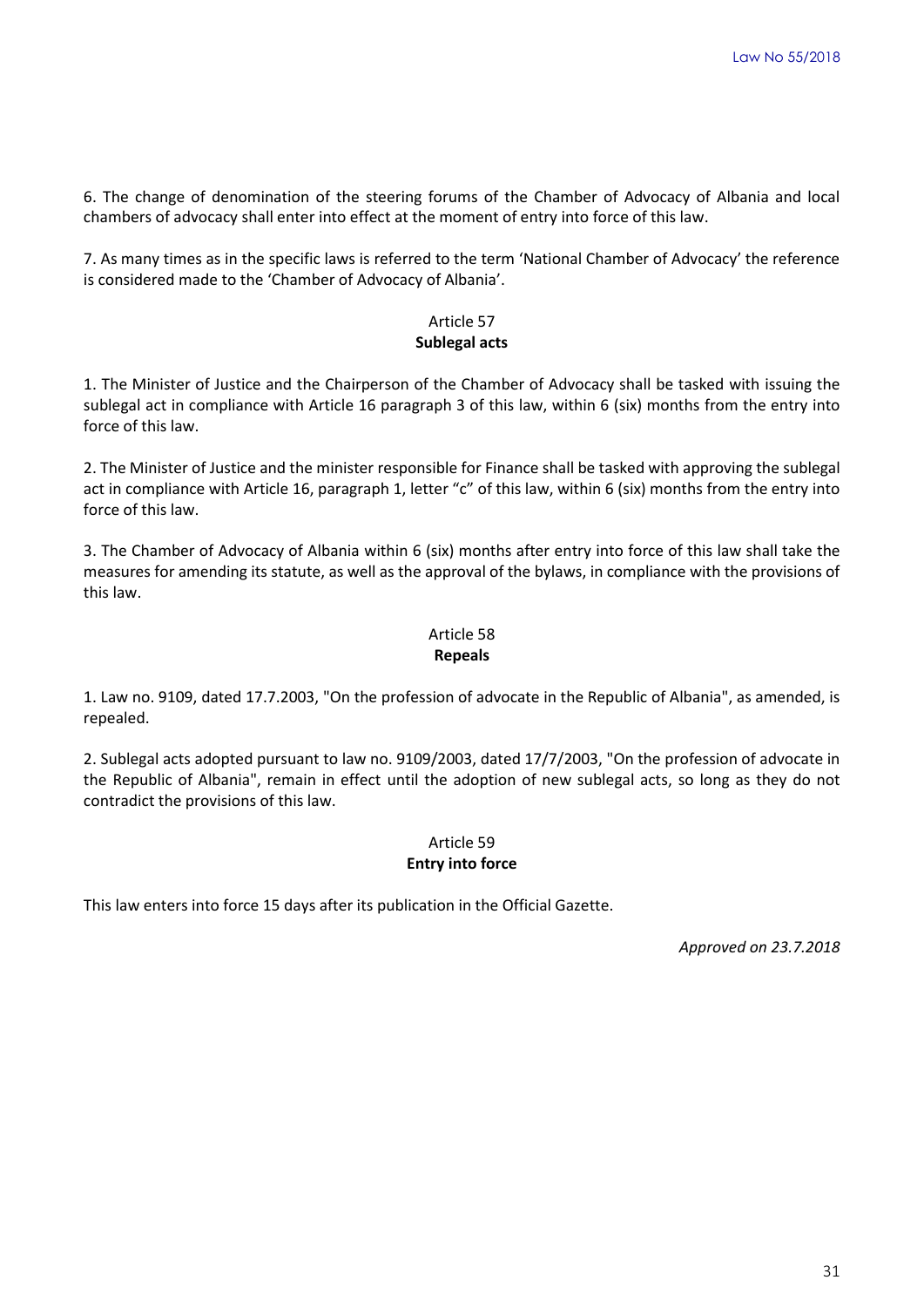6. The change of denomination of the steering forums of the Chamber of Advocacy of Albania and local chambers of advocacy shall enter into effect at the moment of entry into force of this law.

7. As many times as in the specific laws is referred to the term 'National Chamber of Advocacy' the reference is considered made to the 'Chamber of Advocacy of Albania'.

Article 57
**Sublegal acts**

1. The Minister of Justice and the Chairperson of the Chamber of Advocacy shall be tasked with issuing the sublegal act in compliance with Article 16 paragraph 3 of this law, within 6 (six) months from the entry into force of this law.

2. The Minister of Justice and the minister responsible for Finance shall be tasked with approving the sublegal act in compliance with Article 16, paragraph 1, letter "c" of this law, within 6 (six) months from the entry into force of this law.

3. The Chamber of Advocacy of Albania within 6 (six) months after entry into force of this law shall take the measures for amending its statute, as well as the approval of the bylaws, in compliance with the provisions of this law.

Article 58
**Repeals**

1. Law no. 9109, dated 17.7.2003, "On the profession of advocate in the Republic of Albania", as amended, is repealed.

2. Sublegal acts adopted pursuant to law no. 9109/2003, dated 17/7/2003, "On the profession of advocate in the Republic of Albania", remain in effect until the adoption of new sublegal acts, so long as they do not contradict the provisions of this law.

Article 59
**Entry into force**

This law enters into force 15 days after its publication in the Official Gazette.

*Approved on 23.7.2018*